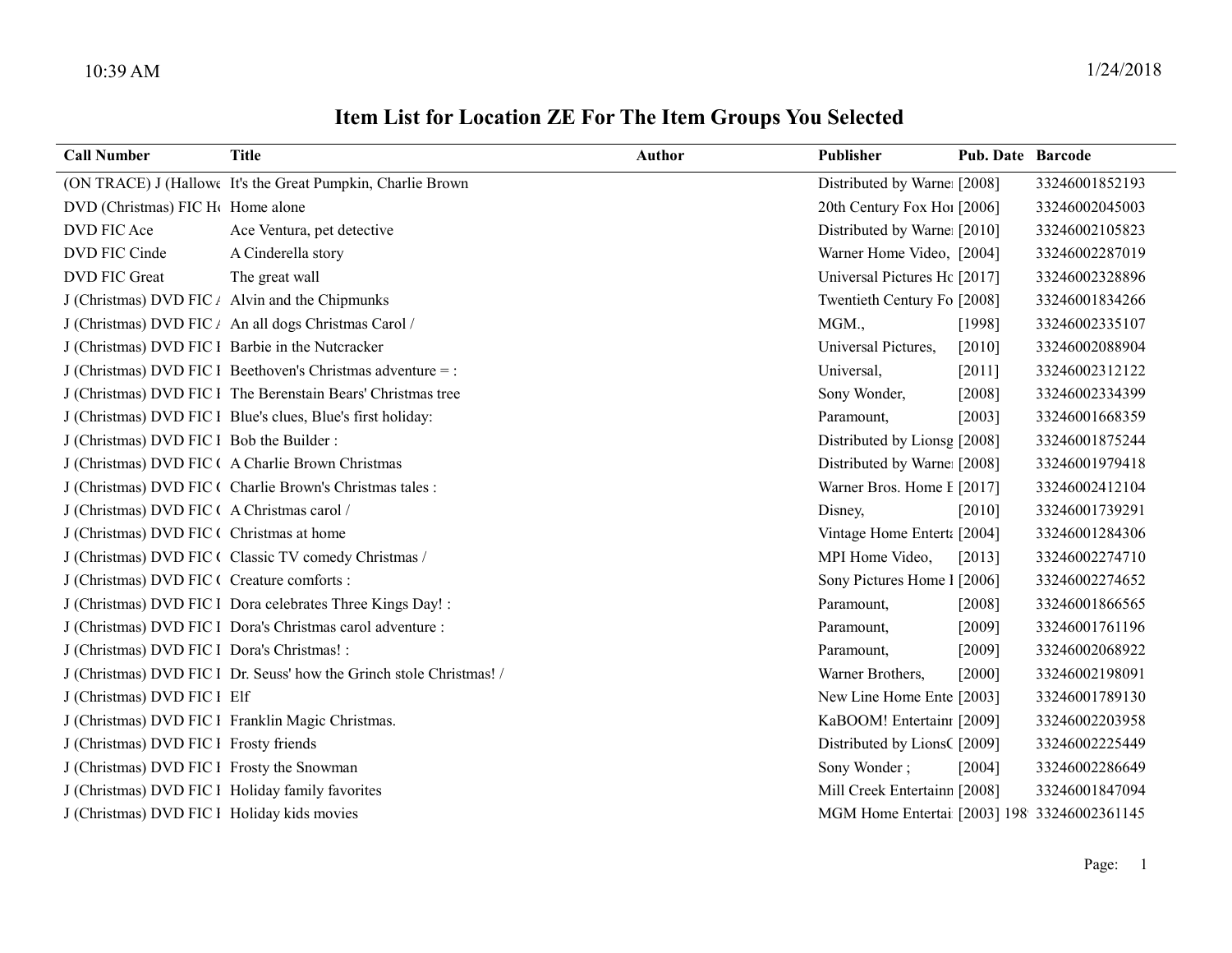10:39 AM 1/24/2018

# Item List for Location ZE For The Item Groups You Selected

| Call Number | Title | Author | Publisher | Pub. Date | Barcode |
|---|---|---|---|---|---|
| (ON TRACE) J (Hallowe | It's the Great Pumpkin, Charlie Brown | | Distributed by Warne | [2008] | 33246001852193 |
| DVD (Christmas) FIC Ho | Home alone | | 20th Century Fox Hor | [2006] | 33246002045003 |
| DVD FIC Ace | Ace Ventura, pet detective | | Distributed by Warne | [2010] | 33246002105823 |
| DVD FIC Cinde | A Cinderella story | | Warner Home Video, | [2004] | 33246002287019 |
| DVD FIC Great | The great wall | | Universal Pictures Hc | [2017] | 33246002328896 |
| J (Christmas) DVD FIC A | Alvin and the Chipmunks | | Twentieth Century Fo | [2008] | 33246001834266 |
| J (Christmas) DVD FIC A | An all dogs Christmas Carol / | | MGM., | [1998] | 33246002335107 |
| J (Christmas) DVD FIC I | Barbie in the Nutcracker | | Universal Pictures, | [2010] | 33246002088904 |
| J (Christmas) DVD FIC I | Beethoven's Christmas adventure = : | | Universal, | [2011] | 33246002312122 |
| J (Christmas) DVD FIC I | The Berenstain Bears' Christmas tree | | Sony Wonder, | [2008] | 33246002334399 |
| J (Christmas) DVD FIC I | Blue's clues, Blue's first holiday: | | Paramount, | [2003] | 33246001668359 |
| J (Christmas) DVD FIC I | Bob the Builder : | | Distributed by Lionsg | [2008] | 33246001875244 |
| J (Christmas) DVD FIC ( | A Charlie Brown Christmas | | Distributed by Warne | [2008] | 33246001979418 |
| J (Christmas) DVD FIC ( | Charlie Brown's Christmas tales : | | Warner Bros. Home E | [2017] | 33246002412104 |
| J (Christmas) DVD FIC ( | A Christmas carol / | | Disney, | [2010] | 33246001739291 |
| J (Christmas) DVD FIC ( | Christmas at home | | Vintage Home Enterta | [2004] | 33246001284306 |
| J (Christmas) DVD FIC ( | Classic TV comedy Christmas / | | MPI Home Video, | [2013] | 33246002274710 |
| J (Christmas) DVD FIC ( | Creature comforts : | | Sony Pictures Home I | [2006] | 33246002274652 |
| J (Christmas) DVD FIC I | Dora celebrates Three Kings Day! : | | Paramount, | [2008] | 33246001866565 |
| J (Christmas) DVD FIC I | Dora's Christmas carol adventure : | | Paramount, | [2009] | 33246001761196 |
| J (Christmas) DVD FIC I | Dora's Christmas! : | | Paramount, | [2009] | 33246002068922 |
| J (Christmas) DVD FIC I | Dr. Seuss' how the Grinch stole Christmas! / | | Warner Brothers, | [2000] | 33246002198091 |
| J (Christmas) DVD FIC I | Elf | | New Line Home Ente | [2003] | 33246001789130 |
| J (Christmas) DVD FIC I | Franklin Magic Christmas. | | KaBOOM! Entertainr | [2009] | 33246002203958 |
| J (Christmas) DVD FIC I | Frosty friends | | Distributed by LionsC | [2009] | 33246002225449 |
| J (Christmas) DVD FIC I | Frosty the Snowman | | Sony Wonder ; | [2004] | 33246002286649 |
| J (Christmas) DVD FIC I | Holiday family favorites | | Mill Creek Entertainn | [2008] | 33246001847094 |
| J (Christmas) DVD FIC I | Holiday kids movies | | MGM Home Entertai | [2003] 198 | 33246002361145 |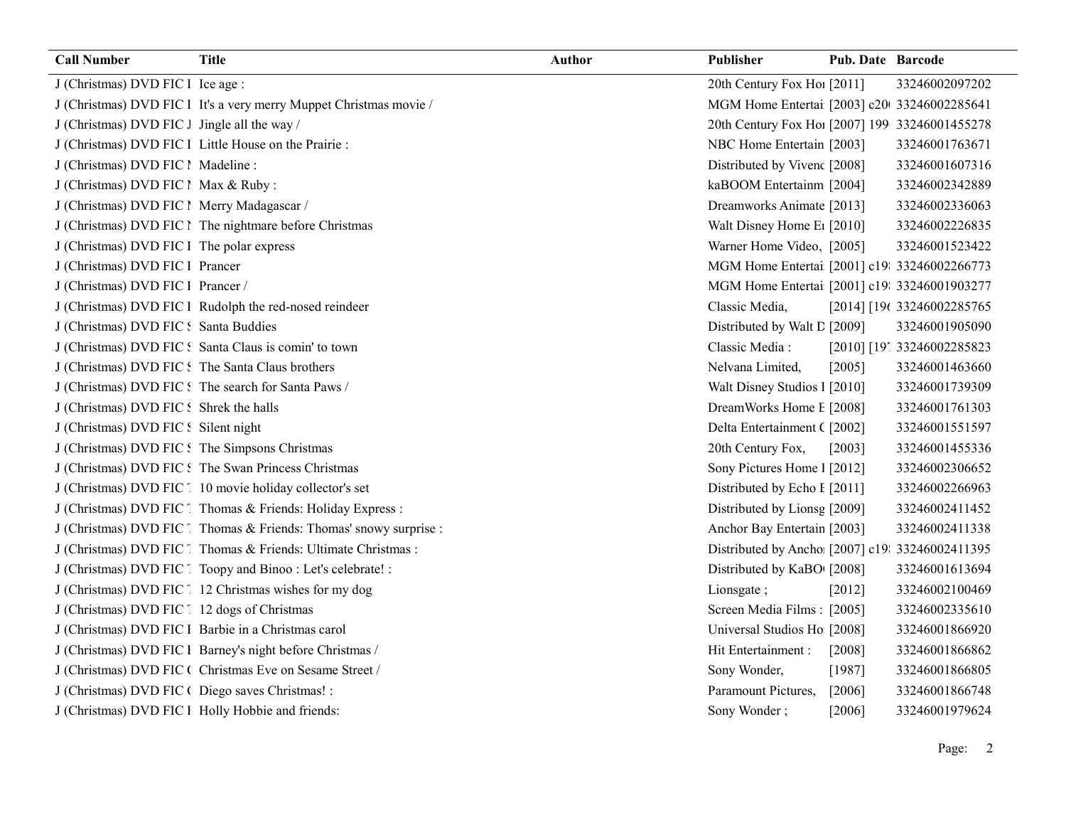| Call Number | Title | Author | Publisher | Pub. Date | Barcode |
| --- | --- | --- | --- | --- | --- |
| J (Christmas) DVD FIC I | Ice age : | | 20th Century Fox Hoı | [2011] | 33246002097202 |
| J (Christmas) DVD FIC I | It's a very merry Muppet Christmas movie / | | MGM Home Entertai | [2003] c20( | 33246002285641 |
| J (Christmas) DVD FIC J | Jingle all the way / | | 20th Century Fox Hoı | [2007] 199 | 33246001455278 |
| J (Christmas) DVD FIC I | Little House on the Prairie : | | NBC Home Entertain | [2003] | 33246001763671 |
| J (Christmas) DVD FIC I | Madeline : | | Distributed by Vivenc | [2008] | 33246001607316 |
| J (Christmas) DVD FIC I | Max & Ruby : | | kaBOOM Entertainm | [2004] | 33246002342889 |
| J (Christmas) DVD FIC I | Merry Madagascar / | | Dreamworks Animate | [2013] | 33246002336063 |
| J (Christmas) DVD FIC I | The nightmare before Christmas | | Walt Disney Home Eı | [2010] | 33246002226835 |
| J (Christmas) DVD FIC I | The polar express | | Warner Home Video, | [2005] | 33246001523422 |
| J (Christmas) DVD FIC I | Prancer | | MGM Home Entertai | [2001] c19 | 33246002266773 |
| J (Christmas) DVD FIC I | Prancer / | | MGM Home Entertai | [2001] c19 | 33246001903277 |
| J (Christmas) DVD FIC I | Rudolph the red-nosed reindeer | | Classic Media, | [2014] [19( | 33246002285765 |
| J (Christmas) DVD FIC S | Santa Buddies | | Distributed by Walt D | [2009] | 33246001905090 |
| J (Christmas) DVD FIC S | Santa Claus is comin' to town | | Classic Media : | [2010] [19 | 33246002285823 |
| J (Christmas) DVD FIC S | The Santa Claus brothers | | Nelvana Limited, | [2005] | 33246001463660 |
| J (Christmas) DVD FIC S | The search for Santa Paws / | | Walt Disney Studios I | [2010] | 33246001739309 |
| J (Christmas) DVD FIC S | Shrek the halls | | DreamWorks Home E | [2008] | 33246001761303 |
| J (Christmas) DVD FIC S | Silent night | | Delta Entertainment ( | [2002] | 33246001551597 |
| J (Christmas) DVD FIC S | The Simpsons Christmas | | 20th Century Fox, | [2003] | 33246001455336 |
| J (Christmas) DVD FIC S | The Swan Princess Christmas | | Sony Pictures Home I | [2012] | 33246002306652 |
| J (Christmas) DVD FIC T | 10 movie holiday collector's set | | Distributed by Echo E | [2011] | 33246002266963 |
| J (Christmas) DVD FIC T | Thomas & Friends: Holiday Express : | | Distributed by Lionsg | [2009] | 33246002411452 |
| J (Christmas) DVD FIC T | Thomas & Friends: Thomas' snowy surprise : | | Anchor Bay Entertain | [2003] | 33246002411338 |
| J (Christmas) DVD FIC T | Thomas & Friends: Ultimate Christmas : | | Distributed by Anchoı | [2007] c19 | 33246002411395 |
| J (Christmas) DVD FIC T | Toopy and Binoo : Let's celebrate! : | | Distributed by KaBO( | [2008] | 33246001613694 |
| J (Christmas) DVD FIC T | 12 Christmas wishes for my dog | | Lionsgate ; | [2012] | 33246002100469 |
| J (Christmas) DVD FIC T | 12 dogs of Christmas | | Screen Media Films : | [2005] | 33246002335610 |
| J (Christmas) DVD FIC I | Barbie in a Christmas carol | | Universal Studios Ho | [2008] | 33246001866920 |
| J (Christmas) DVD FIC I | Barney's night before Christmas / | | Hit Entertainment : | [2008] | 33246001866862 |
| J (Christmas) DVD FIC ( | Christmas Eve on Sesame Street / | | Sony Wonder, | [1987] | 33246001866805 |
| J (Christmas) DVD FIC ( | Diego saves Christmas! : | | Paramount Pictures, | [2006] | 33246001866748 |
| J (Christmas) DVD FIC I | Holly Hobbie and friends: | | Sony Wonder ; | [2006] | 33246001979624 |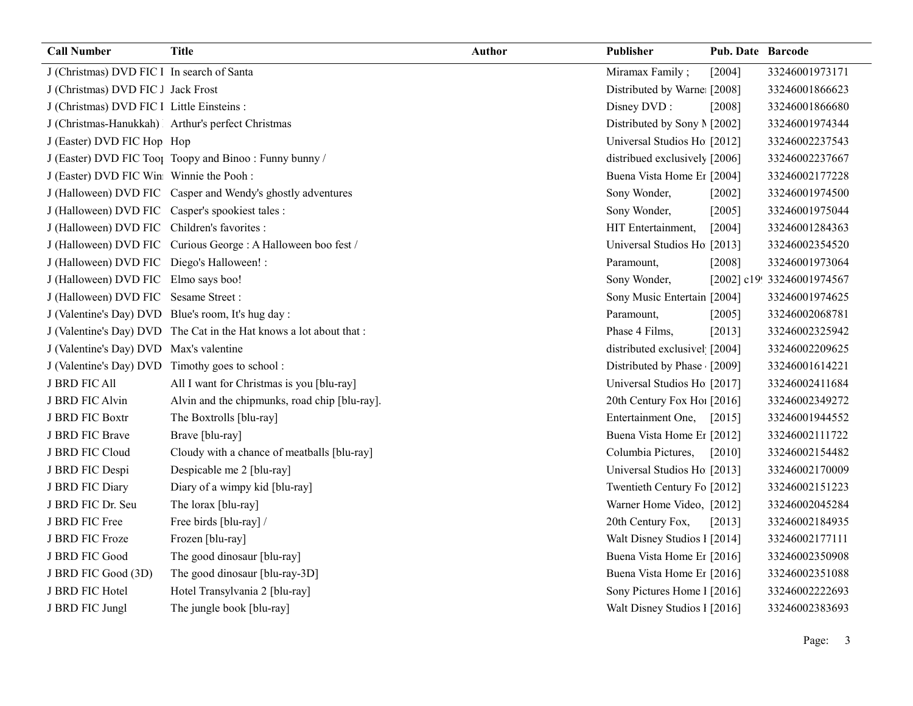| Call Number | Title | Author | Publisher | Pub. Date | Barcode |
|---|---|---|---|---|---|
| J (Christmas) DVD FIC I | In search of Santa | | Miramax Family ; | [2004] | 33246001973171 |
| J (Christmas) DVD FIC J | Jack Frost | | Distributed by Warne | [2008] | 33246001866623 |
| J (Christmas) DVD FIC I | Little Einsteins : | | Disney DVD : | [2008] | 33246001866680 |
| J (Christmas-Hanukkah) | Arthur's perfect Christmas | | Distributed by Sony N | [2002] | 33246001974344 |
| J (Easter) DVD FIC Hop | Hop | | Universal Studios Ho | [2012] | 33246002237543 |
| J (Easter) DVD FIC Toop | Toopy and Binoo : Funny bunny / | | distribued exclusively | [2006] | 33246002237667 |
| J (Easter) DVD FIC Win | Winnie the Pooh : | | Buena Vista Home Er | [2004] | 33246002177228 |
| J (Halloween) DVD FIC | Casper and Wendy's ghostly adventures | | Sony Wonder, | [2002] | 33246001974500 |
| J (Halloween) DVD FIC | Casper's spookiest tales : | | Sony Wonder, | [2005] | 33246001975044 |
| J (Halloween) DVD FIC | Children's favorites : | | HIT Entertainment, | [2004] | 33246001284363 |
| J (Halloween) DVD FIC | Curious George : A Halloween boo fest / | | Universal Studios Ho | [2013] | 33246002354520 |
| J (Halloween) DVD FIC | Diego's Halloween! : | | Paramount, | [2008] | 33246001973064 |
| J (Halloween) DVD FIC | Elmo says boo! | | Sony Wonder, | [2002] c19 | 33246001974567 |
| J (Halloween) DVD FIC | Sesame Street : | | Sony Music Entertain | [2004] | 33246001974625 |
| J (Valentine's Day) DVD | Blue's room, It's hug day : | | Paramount, | [2005] | 33246002068781 |
| J (Valentine's Day) DVD | The Cat in the Hat knows a lot about that : | | Phase 4 Films, | [2013] | 33246002325942 |
| J (Valentine's Day) DVD | Max's valentine | | distributed exclusivel | [2004] | 33246002209625 |
| J (Valentine's Day) DVD | Timothy goes to school : | | Distributed by Phase | [2009] | 33246001614221 |
| J BRD FIC All | All I want for Christmas is you [blu-ray] | | Universal Studios Ho | [2017] | 33246002411684 |
| J BRD FIC Alvin | Alvin and the chipmunks, road chip [blu-ray]. | | 20th Century Fox Ho | [2016] | 33246002349272 |
| J BRD FIC Boxtr | The Boxtrolls [blu-ray] | | Entertainment One, | [2015] | 33246001944552 |
| J BRD FIC Brave | Brave [blu-ray] | | Buena Vista Home Er | [2012] | 33246002111722 |
| J BRD FIC Cloud | Cloudy with a chance of meatballs [blu-ray] | | Columbia Pictures, | [2010] | 33246002154482 |
| J BRD FIC Despi | Despicable me 2 [blu-ray] | | Universal Studios Ho | [2013] | 33246002170009 |
| J BRD FIC Diary | Diary of a wimpy kid [blu-ray] | | Twentieth Century Fo | [2012] | 33246002151223 |
| J BRD FIC Dr. Seu | The lorax [blu-ray] | | Warner Home Video, | [2012] | 33246002045284 |
| J BRD FIC Free | Free birds [blu-ray] / | | 20th Century Fox, | [2013] | 33246002184935 |
| J BRD FIC Froze | Frozen [blu-ray] | | Walt Disney Studios I | [2014] | 33246002177111 |
| J BRD FIC Good | The good dinosaur [blu-ray] | | Buena Vista Home Er | [2016] | 33246002350908 |
| J BRD FIC Good (3D) | The good dinosaur [blu-ray-3D] | | Buena Vista Home Er | [2016] | 33246002351088 |
| J BRD FIC Hotel | Hotel Transylvania 2 [blu-ray] | | Sony Pictures Home I | [2016] | 33246002222693 |
| J BRD FIC Jungl | The jungle book [blu-ray] | | Walt Disney Studios I | [2016] | 33246002383693 |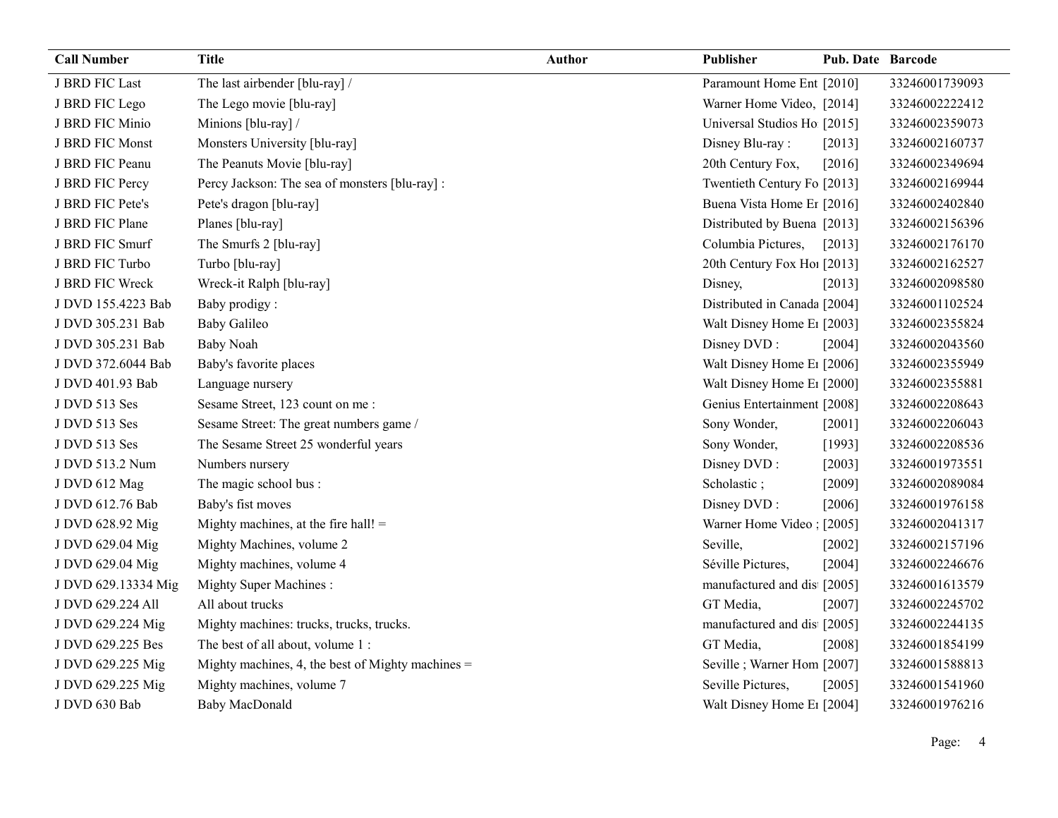| Call Number | Title | Author | Publisher | Pub. Date | Barcode |
|---|---|---|---|---|---|
| J BRD FIC Last | The last airbender [blu-ray] / | | Paramount Home Ent | [2010] | 33246001739093 |
| J BRD FIC Lego | The Lego movie [blu-ray] | | Warner Home Video, | [2014] | 33246002222412 |
| J BRD FIC Minio | Minions [blu-ray] / | | Universal Studios Ho | [2015] | 33246002359073 |
| J BRD FIC Monst | Monsters University [blu-ray] | | Disney Blu-ray : | [2013] | 33246002160737 |
| J BRD FIC Peanu | The Peanuts Movie [blu-ray] | | 20th Century Fox, | [2016] | 33246002349694 |
| J BRD FIC Percy | Percy Jackson: The sea of monsters [blu-ray] : | | Twentieth Century Fo | [2013] | 33246002169944 |
| J BRD FIC Pete's | Pete's dragon [blu-ray] | | Buena Vista Home Er | [2016] | 33246002402840 |
| J BRD FIC Plane | Planes [blu-ray] | | Distributed by Buena | [2013] | 33246002156396 |
| J BRD FIC Smurf | The Smurfs 2 [blu-ray] | | Columbia Pictures, | [2013] | 33246002176170 |
| J BRD FIC Turbo | Turbo [blu-ray] | | 20th Century Fox Hor | [2013] | 33246002162527 |
| J BRD FIC Wreck | Wreck-it Ralph [blu-ray] | | Disney, | [2013] | 33246002098580 |
| J DVD 155.4223 Bab | Baby prodigy : | | Distributed in Canada | [2004] | 33246001102524 |
| J DVD 305.231 Bab | Baby Galileo | | Walt Disney Home Er | [2003] | 33246002355824 |
| J DVD 305.231 Bab | Baby Noah | | Disney DVD : | [2004] | 33246002043560 |
| J DVD 372.6044 Bab | Baby's favorite places | | Walt Disney Home Er | [2006] | 33246002355949 |
| J DVD 401.93 Bab | Language nursery | | Walt Disney Home Er | [2000] | 33246002355881 |
| J DVD 513 Ses | Sesame Street, 123 count on me : | | Genius Entertainment | [2008] | 33246002208643 |
| J DVD 513 Ses | Sesame Street: The great numbers game / | | Sony Wonder, | [2001] | 33246002206043 |
| J DVD 513 Ses | The Sesame Street 25 wonderful years | | Sony Wonder, | [1993] | 33246002208536 |
| J DVD 513.2 Num | Numbers nursery | | Disney DVD : | [2003] | 33246001973551 |
| J DVD 612 Mag | The magic school bus : | | Scholastic ; | [2009] | 33246002089084 |
| J DVD 612.76 Bab | Baby's fist moves | | Disney DVD : | [2006] | 33246001976158 |
| J DVD 628.92 Mig | Mighty machines, at the fire hall! = | | Warner Home Video ; | [2005] | 33246002041317 |
| J DVD 629.04 Mig | Mighty Machines, volume 2 | | Seville, | [2002] | 33246002157196 |
| J DVD 629.04 Mig | Mighty machines, volume 4 | | Séville Pictures, | [2004] | 33246002246676 |
| J DVD 629.13334 Mig | Mighty Super Machines : | | manufactured and dis | [2005] | 33246001613579 |
| J DVD 629.224 All | All about trucks | | GT Media, | [2007] | 33246002245702 |
| J DVD 629.224 Mig | Mighty machines: trucks, trucks, trucks. | | manufactured and dis | [2005] | 33246002244135 |
| J DVD 629.225 Bes | The best of all about, volume 1 : | | GT Media, | [2008] | 33246001854199 |
| J DVD 629.225 Mig | Mighty machines, 4, the best of Mighty machines = | | Seville ; Warner Hom | [2007] | 33246001588813 |
| J DVD 629.225 Mig | Mighty machines, volume 7 | | Seville Pictures, | [2005] | 33246001541960 |
| J DVD 630 Bab | Baby MacDonald | | Walt Disney Home Er | [2004] | 33246001976216 |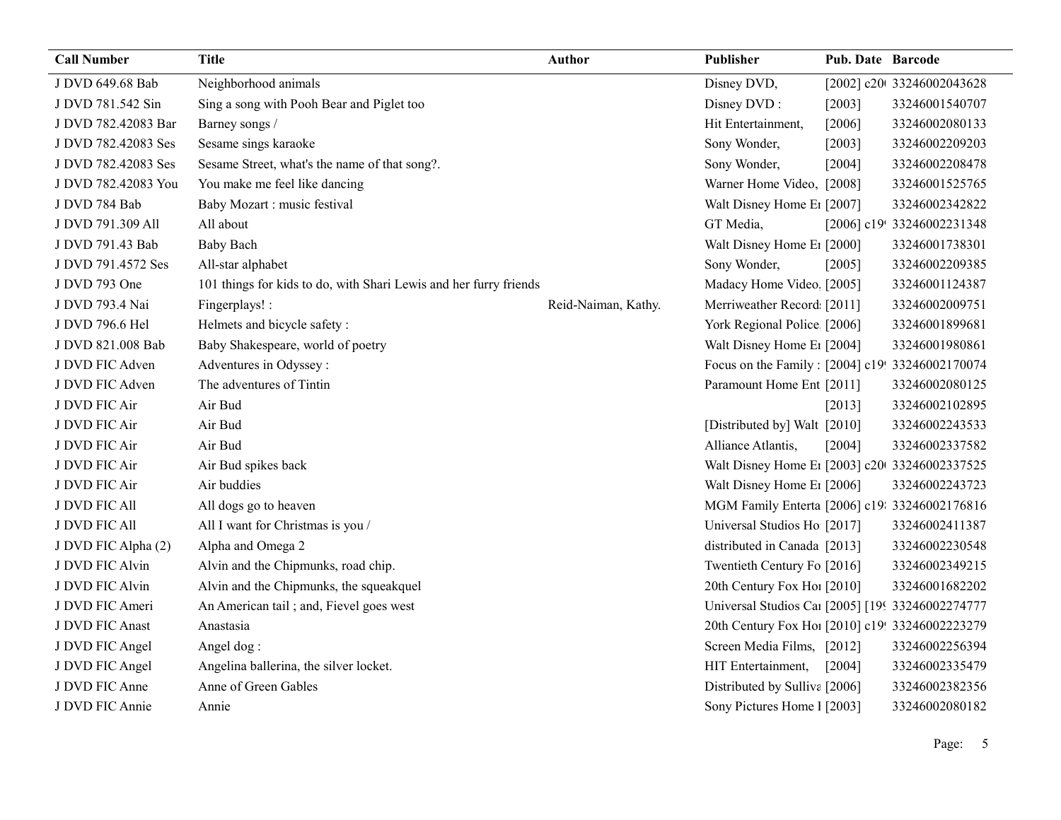| Call Number | Title | Author | Publisher | Pub. Date | Barcode |
| --- | --- | --- | --- | --- | --- |
| J DVD 649.68 Bab | Neighborhood animals | | Disney DVD, | [2002] c20( | 33246002043628 |
| J DVD 781.542 Sin | Sing a song with Pooh Bear and Piglet too | | Disney DVD : | [2003] | 33246001540707 |
| J DVD 782.42083 Bar | Barney songs / | | Hit Entertainment, | [2006] | 33246002080133 |
| J DVD 782.42083 Ses | Sesame sings karaoke | | Sony Wonder, | [2003] | 33246002209203 |
| J DVD 782.42083 Ses | Sesame Street, what's the name of that song?. | | Sony Wonder, | [2004] | 33246002208478 |
| J DVD 782.42083 You | You make me feel like dancing | | Warner Home Video, | [2008] | 33246001525765 |
| J DVD 784 Bab | Baby Mozart : music festival | | Walt Disney Home E1 | [2007] | 33246002342822 |
| J DVD 791.309 All | All about | | GT Media, | [2006] c19 | 33246002231348 |
| J DVD 791.43 Bab | Baby Bach | | Walt Disney Home E1 | [2000] | 33246001738301 |
| J DVD 791.4572 Ses | All-star alphabet | | Sony Wonder, | [2005] | 33246002209385 |
| J DVD 793 One | 101 things for kids to do, with Shari Lewis and her furry friends | | Madacy Home Video, | [2005] | 33246001124387 |
| J DVD 793.4 Nai | Fingerplays! : | Reid-Naiman, Kathy. | Merriweather Record | [2011] | 33246002009751 |
| J DVD 796.6 Hel | Helmets and bicycle safety : | | York Regional Police | [2006] | 33246001899681 |
| J DVD 821.008 Bab | Baby Shakespeare, world of poetry | | Walt Disney Home E1 | [2004] | 33246001980861 |
| J DVD FIC Adven | Adventures in Odyssey : | | Focus on the Family : | [2004] c19 | 33246002170074 |
| J DVD FIC Adven | The adventures of Tintin | | Paramount Home Ent | [2011] | 33246002080125 |
| J DVD FIC Air | Air Bud | | | [2013] | 33246002102895 |
| J DVD FIC Air | Air Bud | | [Distributed by] Walt | [2010] | 33246002243533 |
| J DVD FIC Air | Air Bud | | Alliance Atlantis, | [2004] | 33246002337582 |
| J DVD FIC Air | Air Bud spikes back | | Walt Disney Home E1 | [2003] c20( | 33246002337525 |
| J DVD FIC Air | Air buddies | | Walt Disney Home E1 | [2006] | 33246002243723 |
| J DVD FIC All | All dogs go to heaven | | MGM Family Enterta | [2006] c19 | 33246002176816 |
| J DVD FIC All | All I want for Christmas is you / | | Universal Studios Ho | [2017] | 33246002411387 |
| J DVD FIC Alpha (2) | Alpha and Omega 2 | | distributed in Canada | [2013] | 33246002230548 |
| J DVD FIC Alvin | Alvin and the Chipmunks, road chip. | | Twentieth Century Fo | [2016] | 33246002349215 |
| J DVD FIC Alvin | Alvin and the Chipmunks, the squeakquel | | 20th Century Fox Ho1 | [2010] | 33246001682202 |
| J DVD FIC Ameri | An American tail ; and, Fievel goes west | | Universal Studios Ca1 | [2005] [19 | 33246002274777 |
| J DVD FIC Anast | Anastasia | | 20th Century Fox Ho1 | [2010] c19 | 33246002223279 |
| J DVD FIC Angel | Angel dog : | | Screen Media Films, | [2012] | 33246002256394 |
| J DVD FIC Angel | Angelina ballerina, the silver locket. | | HIT Entertainment, | [2004] | 33246002335479 |
| J DVD FIC Anne | Anne of Green Gables | | Distributed by Sulliva | [2006] | 33246002382356 |
| J DVD FIC Annie | Annie | | Sony Pictures Home I | [2003] | 33246002080182 |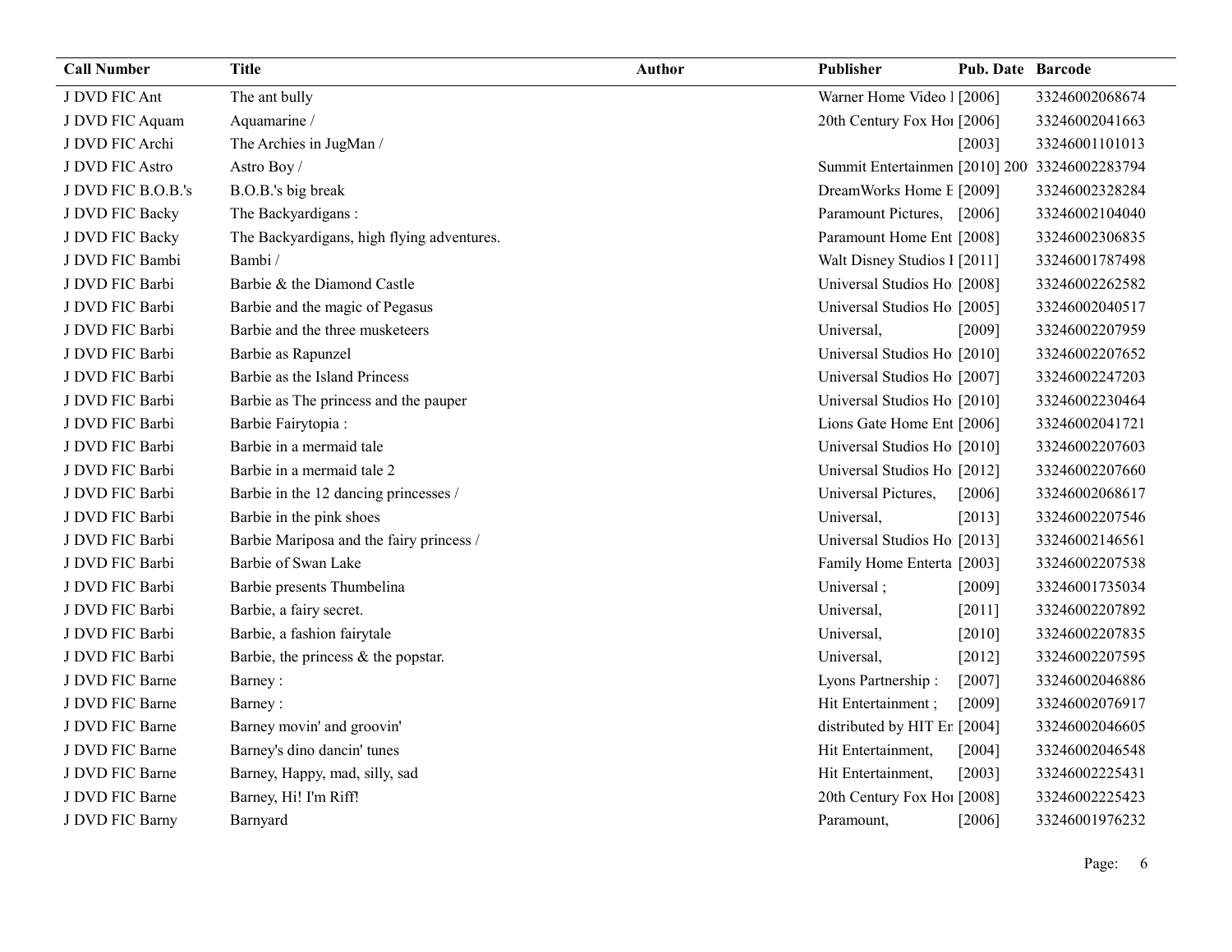| Call Number | Title | Author | Publisher | Pub. Date | Barcode |
|---|---|---|---|---|---|
| J DVD FIC Ant | The ant bully | | Warner Home Video I | [2006] | 33246002068674 |
| J DVD FIC Aquam | Aquamarine / | | 20th Century Fox Hoı | [2006] | 33246002041663 |
| J DVD FIC Archi | The Archies in JugMan / | | | [2003] | 33246001101013 |
| J DVD FIC Astro | Astro Boy / | | Summit Entertainmen | [2010] 200 | 33246002283794 |
| J DVD FIC B.O.B.'s | B.O.B.'s big break | | DreamWorks Home E | [2009] | 33246002328284 |
| J DVD FIC Backy | The Backyardigans : | | Paramount Pictures, | [2006] | 33246002104040 |
| J DVD FIC Backy | The Backyardigans, high flying adventures. | | Paramount Home Ent | [2008] | 33246002306835 |
| J DVD FIC Bambi | Bambi / | | Walt Disney Studios I | [2011] | 33246001787498 |
| J DVD FIC Barbi | Barbie & the Diamond Castle | | Universal Studios Ho | [2008] | 33246002262582 |
| J DVD FIC Barbi | Barbie and the magic of Pegasus | | Universal Studios Ho | [2005] | 33246002040517 |
| J DVD FIC Barbi | Barbie and the three musketeers | | Universal, | [2009] | 33246002207959 |
| J DVD FIC Barbi | Barbie as Rapunzel | | Universal Studios Ho | [2010] | 33246002207652 |
| J DVD FIC Barbi | Barbie as the Island Princess | | Universal Studios Ho | [2007] | 33246002247203 |
| J DVD FIC Barbi | Barbie as The princess and the pauper | | Universal Studios Ho | [2010] | 33246002230464 |
| J DVD FIC Barbi | Barbie Fairytopia : | | Lions Gate Home Ent | [2006] | 33246002041721 |
| J DVD FIC Barbi | Barbie in a mermaid tale | | Universal Studios Ho | [2010] | 33246002207603 |
| J DVD FIC Barbi | Barbie in a mermaid tale 2 | | Universal Studios Ho | [2012] | 33246002207660 |
| J DVD FIC Barbi | Barbie in the 12 dancing princesses / | | Universal Pictures, | [2006] | 33246002068617 |
| J DVD FIC Barbi | Barbie in the pink shoes | | Universal, | [2013] | 33246002207546 |
| J DVD FIC Barbi | Barbie Mariposa and the fairy princess / | | Universal Studios Ho | [2013] | 33246002146561 |
| J DVD FIC Barbi | Barbie of Swan Lake | | Family Home Enterta | [2003] | 33246002207538 |
| J DVD FIC Barbi | Barbie presents Thumbelina | | Universal ; | [2009] | 33246001735034 |
| J DVD FIC Barbi | Barbie, a fairy secret. | | Universal, | [2011] | 33246002207892 |
| J DVD FIC Barbi | Barbie, a fashion fairytale | | Universal, | [2010] | 33246002207835 |
| J DVD FIC Barbi | Barbie, the princess & the popstar. | | Universal, | [2012] | 33246002207595 |
| J DVD FIC Barne | Barney : | | Lyons Partnership : | [2007] | 33246002046886 |
| J DVD FIC Barne | Barney : | | Hit Entertainment ; | [2009] | 33246002076917 |
| J DVD FIC Barne | Barney movin' and groovin' | | distributed by HIT Er | [2004] | 33246002046605 |
| J DVD FIC Barne | Barney's dino dancin' tunes | | Hit Entertainment, | [2004] | 33246002046548 |
| J DVD FIC Barne | Barney, Happy, mad, silly, sad | | Hit Entertainment, | [2003] | 33246002225431 |
| J DVD FIC Barne | Barney, Hi! I'm Riff! | | 20th Century Fox Hoı | [2008] | 33246002225423 |
| J DVD FIC Barny | Barnyard | | Paramount, | [2006] | 33246001976232 |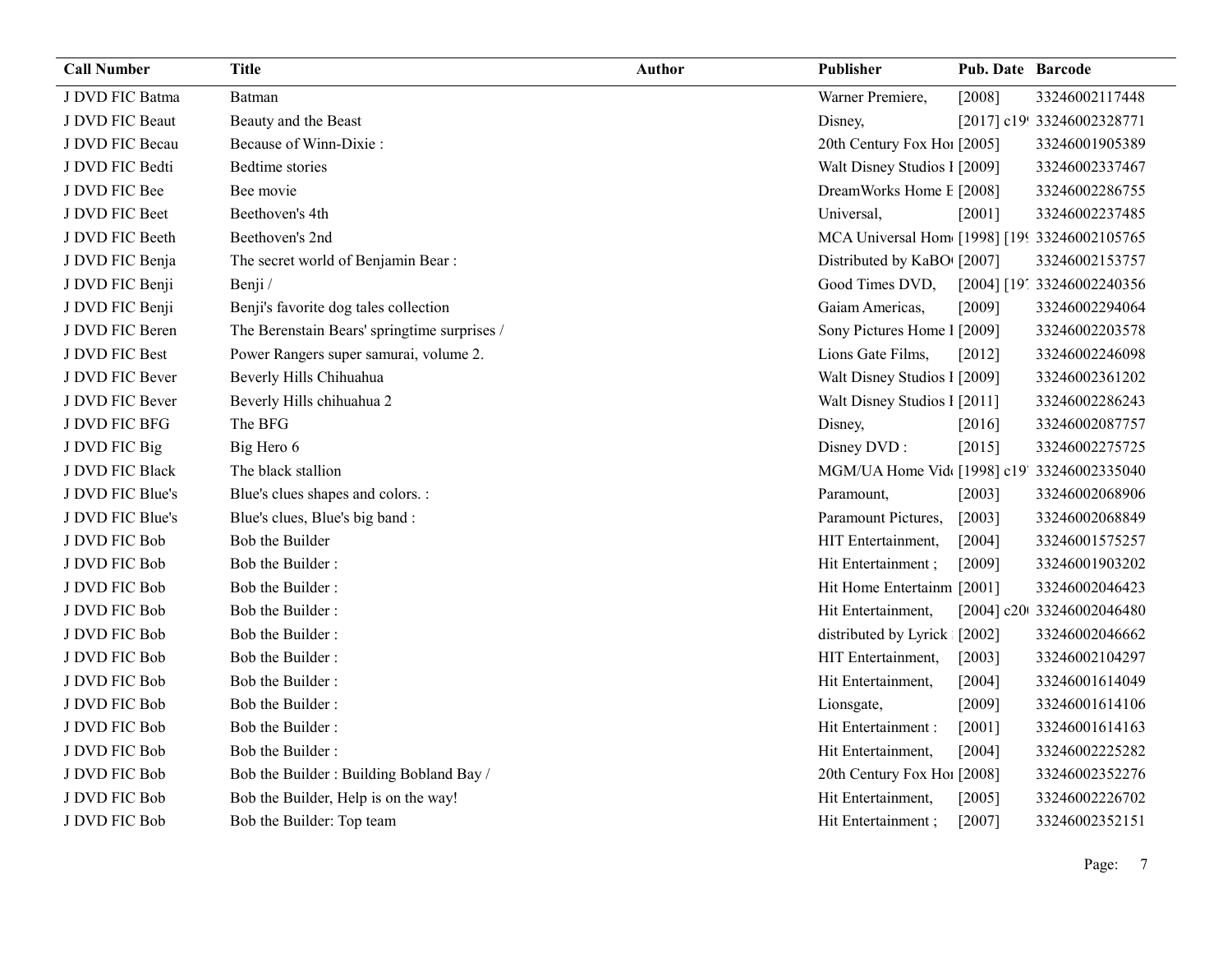| Call Number | Title | Author | Publisher | Pub. Date | Barcode |
|---|---|---|---|---|---|
| J DVD FIC Batma | Batman | | Warner Premiere, | [2008] | 33246002117448 |
| J DVD FIC Beaut | Beauty and the Beast | | Disney, | [2017] c19 | 33246002328771 |
| J DVD FIC Becau | Because of Winn-Dixie : | | 20th Century Fox Hor | [2005] | 33246001905389 |
| J DVD FIC Bedti | Bedtime stories | | Walt Disney Studios I | [2009] | 33246002337467 |
| J DVD FIC Bee | Bee movie | | DreamWorks Home E | [2008] | 33246002286755 |
| J DVD FIC Beet | Beethoven's 4th | | Universal, | [2001] | 33246002237485 |
| J DVD FIC Beeth | Beethoven's 2nd | | MCA Universal Hom | [1998] [19 | 33246002105765 |
| J DVD FIC Benja | The secret world of Benjamin Bear : | | Distributed by KaBO | [2007] | 33246002153757 |
| J DVD FIC Benji | Benji / | | Good Times DVD, | [2004] [19 | 33246002240356 |
| J DVD FIC Benji | Benji's favorite dog tales collection | | Gaiam Americas, | [2009] | 33246002294064 |
| J DVD FIC Beren | The Berenstain Bears' springtime surprises / | | Sony Pictures Home I | [2009] | 33246002203578 |
| J DVD FIC Best | Power Rangers super samurai, volume 2. | | Lions Gate Films, | [2012] | 33246002246098 |
| J DVD FIC Bever | Beverly Hills Chihuahua | | Walt Disney Studios I | [2009] | 33246002361202 |
| J DVD FIC Bever | Beverly Hills chihuahua 2 | | Walt Disney Studios I | [2011] | 33246002286243 |
| J DVD FIC BFG | The BFG | | Disney, | [2016] | 33246002087757 |
| J DVD FIC Big | Big Hero 6 | | Disney DVD : | [2015] | 33246002275725 |
| J DVD FIC Black | The black stallion | | MGM/UA Home Vid | [1998] c19 | 33246002335040 |
| J DVD FIC Blue's | Blue's clues shapes and colors. : | | Paramount, | [2003] | 33246002068906 |
| J DVD FIC Blue's | Blue's clues, Blue's big band : | | Paramount Pictures, | [2003] | 33246002068849 |
| J DVD FIC Bob | Bob the Builder | | HIT Entertainment, | [2004] | 33246001575257 |
| J DVD FIC Bob | Bob the Builder : | | Hit Entertainment ; | [2009] | 33246001903202 |
| J DVD FIC Bob | Bob the Builder : | | Hit Home Entertainm | [2001] | 33246002046423 |
| J DVD FIC Bob | Bob the Builder : | | Hit Entertainment, | [2004] c20 | 33246002046480 |
| J DVD FIC Bob | Bob the Builder : | | distributed by Lyrick | [2002] | 33246002046662 |
| J DVD FIC Bob | Bob the Builder : | | HIT Entertainment, | [2003] | 33246002104297 |
| J DVD FIC Bob | Bob the Builder : | | Hit Entertainment, | [2004] | 33246001614049 |
| J DVD FIC Bob | Bob the Builder : | | Lionsgate, | [2009] | 33246001614106 |
| J DVD FIC Bob | Bob the Builder : | | Hit Entertainment : | [2001] | 33246001614163 |
| J DVD FIC Bob | Bob the Builder : | | Hit Entertainment, | [2004] | 33246002225282 |
| J DVD FIC Bob | Bob the Builder : Building Bobland Bay / | | 20th Century Fox Hor | [2008] | 33246002352276 |
| J DVD FIC Bob | Bob the Builder, Help is on the way! | | Hit Entertainment, | [2005] | 33246002226702 |
| J DVD FIC Bob | Bob the Builder: Top team | | Hit Entertainment ; | [2007] | 33246002352151 |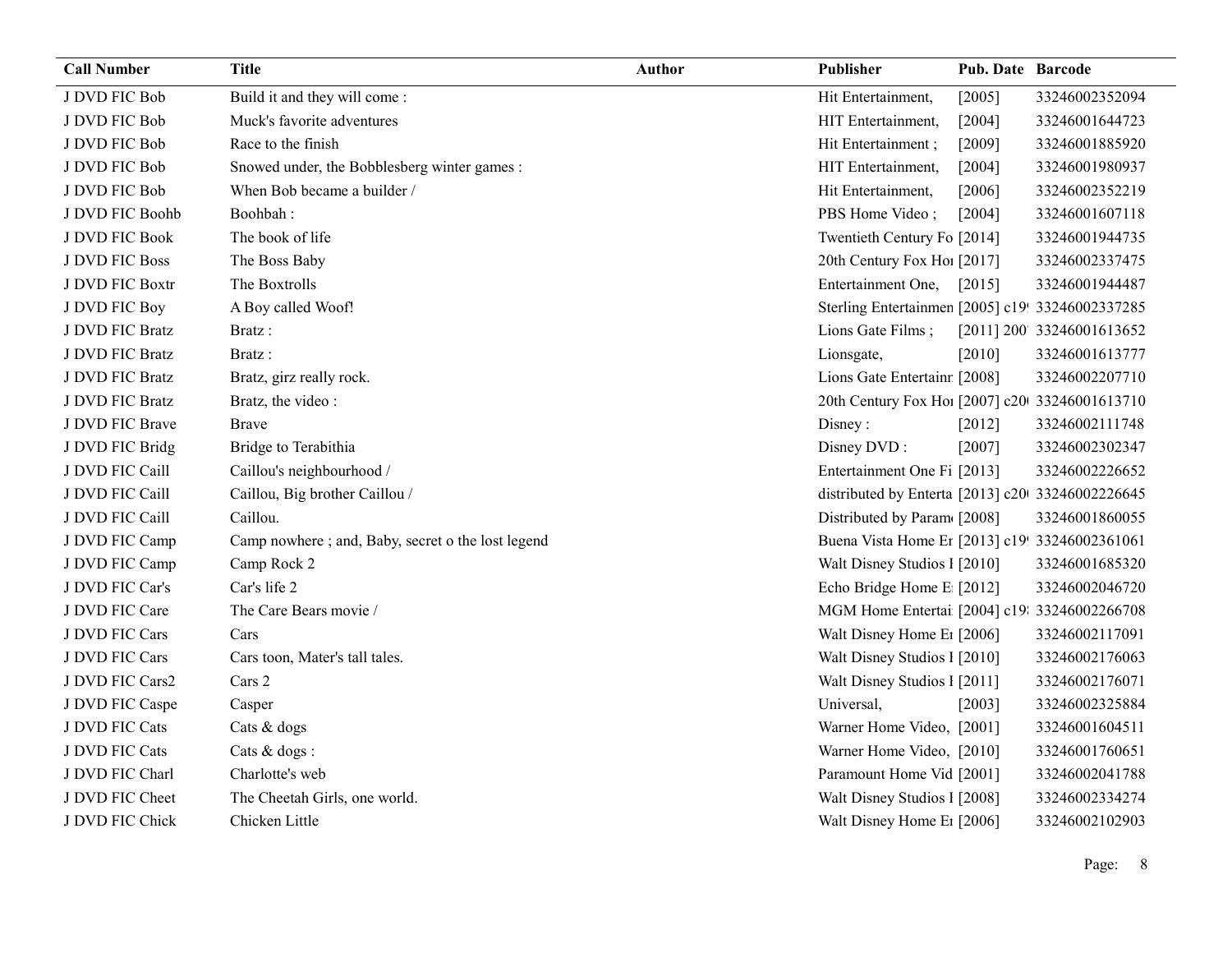| Call Number | Title | Author | Publisher | Pub. Date | Barcode |
|---|---|---|---|---|---|
| J DVD FIC Bob | Build it and they will come : | | Hit Entertainment, | [2005] | 33246002352094 |
| J DVD FIC Bob | Muck's favorite adventures | | HIT Entertainment, | [2004] | 33246001644723 |
| J DVD FIC Bob | Race to the finish | | Hit Entertainment ; | [2009] | 33246001885920 |
| J DVD FIC Bob | Snowed under, the Bobblesberg winter games : | | HIT Entertainment, | [2004] | 33246001980937 |
| J DVD FIC Bob | When Bob became a builder / | | Hit Entertainment, | [2006] | 33246002352219 |
| J DVD FIC Boohb | Boohbah : | | PBS Home Video ; | [2004] | 33246001607118 |
| J DVD FIC Book | The book of life | | Twentieth Century Fo | [2014] | 33246001944735 |
| J DVD FIC Boss | The Boss Baby | | 20th Century Fox Ho | [2017] | 33246002337475 |
| J DVD FIC Boxtr | The Boxtrolls | | Entertainment One, | [2015] | 33246001944487 |
| J DVD FIC Boy | A Boy called Woof! | | Sterling Entertainmen | [2005] c19 | 33246002337285 |
| J DVD FIC Bratz | Bratz : | | Lions Gate Films ; | [2011] 200 | 33246001613652 |
| J DVD FIC Bratz | Bratz : | | Lionsgate, | [2010] | 33246001613777 |
| J DVD FIC Bratz | Bratz, girz really rock. | | Lions Gate Entertainr | [2008] | 33246002207710 |
| J DVD FIC Bratz | Bratz, the video : | | 20th Century Fox Ho | [2007] c20 | 33246001613710 |
| J DVD FIC Brave | Brave | | Disney : | [2012] | 33246002111748 |
| J DVD FIC Bridg | Bridge to Terabithia | | Disney DVD : | [2007] | 33246002302347 |
| J DVD FIC Caill | Caillou's neighbourhood / | | Entertainment One Fi | [2013] | 33246002226652 |
| J DVD FIC Caill | Caillou, Big brother Caillou / | | distributed by Enterta | [2013] c20 | 33246002226645 |
| J DVD FIC Caill | Caillou. | | Distributed by Param | [2008] | 33246001860055 |
| J DVD FIC Camp | Camp nowhere ; and, Baby, secret o the lost legend | | Buena Vista Home Er | [2013] c19 | 33246002361061 |
| J DVD FIC Camp | Camp Rock 2 | | Walt Disney Studios I | [2010] | 33246001685320 |
| J DVD FIC Car's | Car's life 2 | | Echo Bridge Home E | [2012] | 33246002046720 |
| J DVD FIC Care | The Care Bears movie / | | MGM Home Entertai | [2004] c19 | 33246002266708 |
| J DVD FIC Cars | Cars | | Walt Disney Home E | [2006] | 33246002117091 |
| J DVD FIC Cars | Cars toon, Mater's tall tales. | | Walt Disney Studios I | [2010] | 33246002176063 |
| J DVD FIC Cars2 | Cars 2 | | Walt Disney Studios I | [2011] | 33246002176071 |
| J DVD FIC Caspe | Casper | | Universal, | [2003] | 33246002325884 |
| J DVD FIC Cats | Cats & dogs | | Warner Home Video, | [2001] | 33246001604511 |
| J DVD FIC Cats | Cats & dogs : | | Warner Home Video, | [2010] | 33246001760651 |
| J DVD FIC Charl | Charlotte's web | | Paramount Home Vid | [2001] | 33246002041788 |
| J DVD FIC Cheet | The Cheetah Girls, one world. | | Walt Disney Studios I | [2008] | 33246002334274 |
| J DVD FIC Chick | Chicken Little | | Walt Disney Home E | [2006] | 33246002102903 |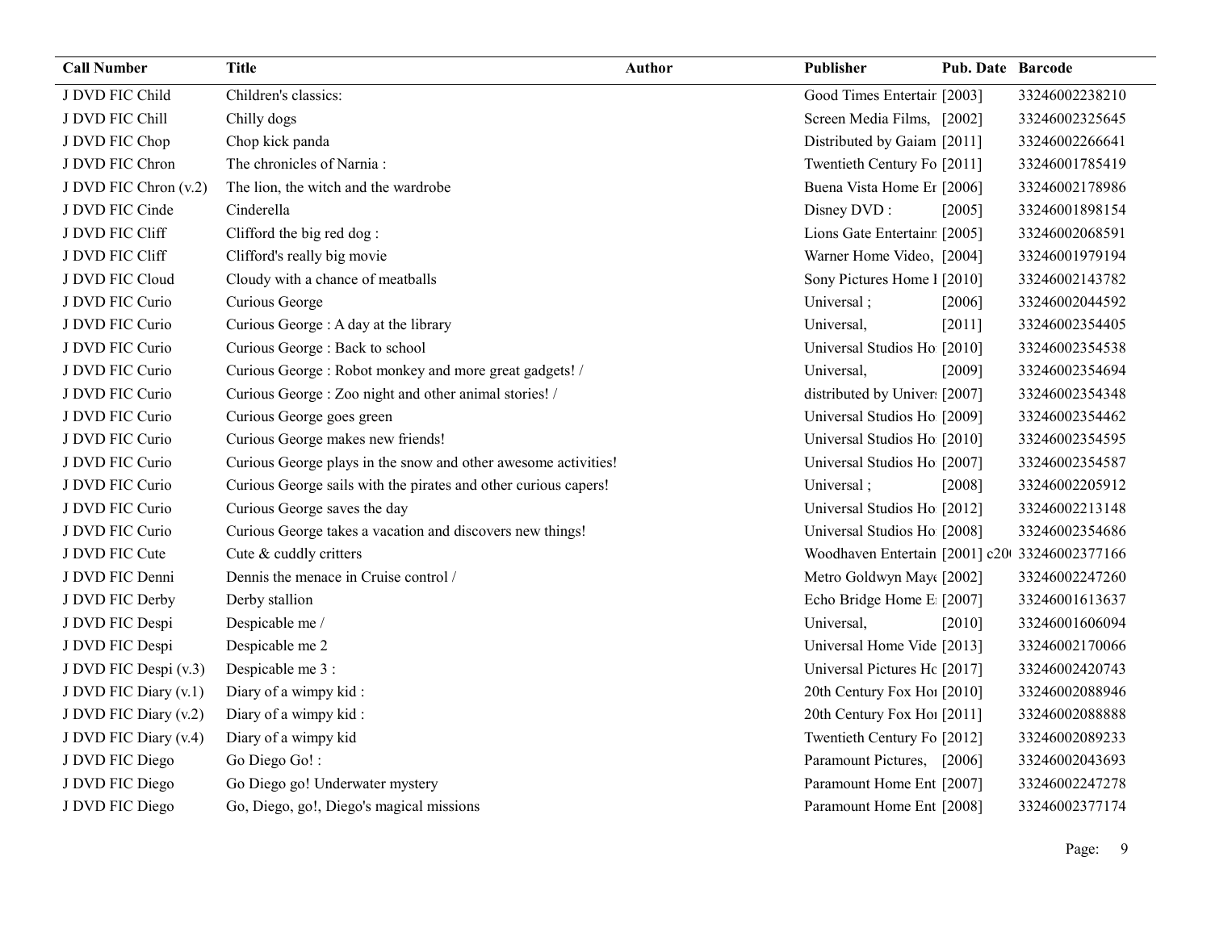| Call Number | Title | Author | Publisher | Pub. Date | Barcode |
|---|---|---|---|---|---|
| J DVD FIC Child | Children's classics: | | Good Times Entertair | [2003] | 33246002238210 |
| J DVD FIC Chill | Chilly dogs | | Screen Media Films, | [2002] | 33246002325645 |
| J DVD FIC Chop | Chop kick panda | | Distributed by Gaiam | [2011] | 33246002266641 |
| J DVD FIC Chron | The chronicles of Narnia : | | Twentieth Century Fo | [2011] | 33246001785419 |
| J DVD FIC Chron (v.2) | The lion, the witch and the wardrobe | | Buena Vista Home Er | [2006] | 33246002178986 |
| J DVD FIC Cinde | Cinderella | | Disney DVD : | [2005] | 33246001898154 |
| J DVD FIC Cliff | Clifford the big red dog : | | Lions Gate Entertainn | [2005] | 33246002068591 |
| J DVD FIC Cliff | Clifford's really big movie | | Warner Home Video, | [2004] | 33246001979194 |
| J DVD FIC Cloud | Cloudy with a chance of meatballs | | Sony Pictures Home I | [2010] | 33246002143782 |
| J DVD FIC Curio | Curious George | | Universal ; | [2006] | 33246002044592 |
| J DVD FIC Curio | Curious George : A day at the library | | Universal, | [2011] | 33246002354405 |
| J DVD FIC Curio | Curious George : Back to school | | Universal Studios Ho | [2010] | 33246002354538 |
| J DVD FIC Curio | Curious George : Robot monkey and more great gadgets! / | | Universal, | [2009] | 33246002354694 |
| J DVD FIC Curio | Curious George : Zoo night and other animal stories! / | | distributed by Univers | [2007] | 33246002354348 |
| J DVD FIC Curio | Curious George goes green | | Universal Studios Ho | [2009] | 33246002354462 |
| J DVD FIC Curio | Curious George makes new friends! | | Universal Studios Ho | [2010] | 33246002354595 |
| J DVD FIC Curio | Curious George plays in the snow and other awesome activities! | | Universal Studios Ho | [2007] | 33246002354587 |
| J DVD FIC Curio | Curious George sails with the pirates and other curious capers! | | Universal ; | [2008] | 33246002205912 |
| J DVD FIC Curio | Curious George saves the day | | Universal Studios Ho | [2012] | 33246002213148 |
| J DVD FIC Curio | Curious George takes a vacation and discovers new things! | | Universal Studios Ho | [2008] | 33246002354686 |
| J DVD FIC Cute | Cute & cuddly critters | | Woodhaven Entertain | [2001] c20( | 33246002377166 |
| J DVD FIC Denni | Dennis the menace in Cruise control / | | Metro Goldwyn Maye | [2002] | 33246002247260 |
| J DVD FIC Derby | Derby stallion | | Echo Bridge Home E | [2007] | 33246001613637 |
| J DVD FIC Despi | Despicable me / | | Universal, | [2010] | 33246001606094 |
| J DVD FIC Despi | Despicable me 2 | | Universal Home Vide | [2013] | 33246002170066 |
| J DVD FIC Despi (v.3) | Despicable me 3 : | | Universal Pictures Hc | [2017] | 33246002420743 |
| J DVD FIC Diary (v.1) | Diary of a wimpy kid : | | 20th Century Fox Hoi | [2010] | 33246002088946 |
| J DVD FIC Diary (v.2) | Diary of a wimpy kid : | | 20th Century Fox Hoi | [2011] | 33246002088888 |
| J DVD FIC Diary (v.4) | Diary of a wimpy kid | | Twentieth Century Fo | [2012] | 33246002089233 |
| J DVD FIC Diego | Go Diego Go! : | | Paramount Pictures, | [2006] | 33246002043693 |
| J DVD FIC Diego | Go Diego go! Underwater mystery | | Paramount Home Ent | [2007] | 33246002247278 |
| J DVD FIC Diego | Go, Diego, go!, Diego's magical missions | | Paramount Home Ent | [2008] | 33246002377174 |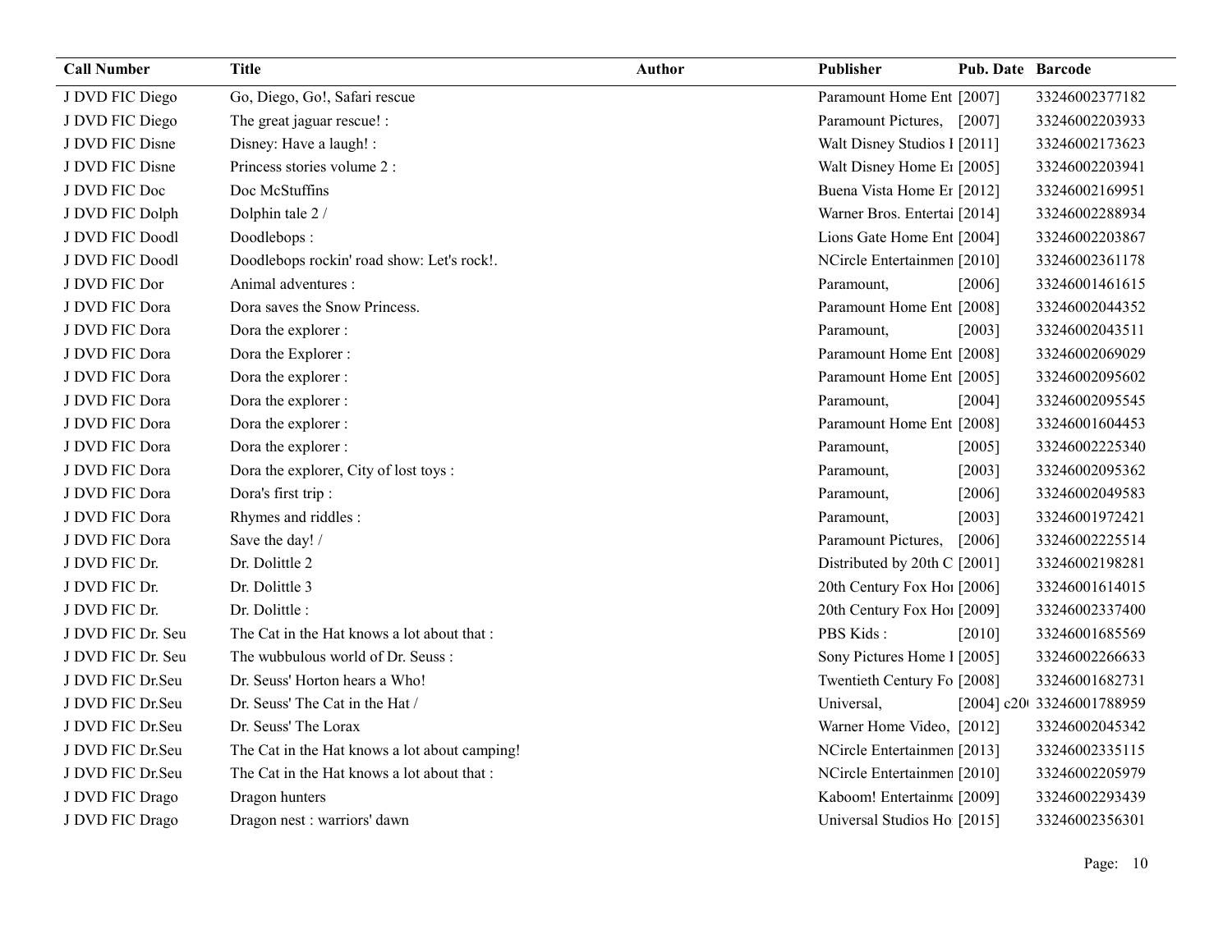| Call Number | Title | Author | Publisher | Pub. Date | Barcode |
|---|---|---|---|---|---|
| J DVD FIC Diego | Go, Diego, Go!, Safari rescue | | Paramount Home Ent | [2007] | 33246002377182 |
| J DVD FIC Diego | The great jaguar rescue! : | | Paramount Pictures, | [2007] | 33246002203933 |
| J DVD FIC Disne | Disney: Have a laugh! : | | Walt Disney Studios I | [2011] | 33246002173623 |
| J DVD FIC Disne | Princess stories volume 2 : | | Walt Disney Home Er | [2005] | 33246002203941 |
| J DVD FIC Doc | Doc McStuffins | | Buena Vista Home Er | [2012] | 33246002169951 |
| J DVD FIC Dolph | Dolphin tale 2 / | | Warner Bros. Entertai | [2014] | 33246002288934 |
| J DVD FIC Doodl | Doodlebops : | | Lions Gate Home Ent | [2004] | 33246002203867 |
| J DVD FIC Doodl | Doodlebops rockin' road show: Let's rock!. | | NCircle Entertainmen | [2010] | 33246002361178 |
| J DVD FIC Dor | Animal adventures : | | Paramount, | [2006] | 33246001461615 |
| J DVD FIC Dora | Dora saves the Snow Princess. | | Paramount Home Ent | [2008] | 33246002044352 |
| J DVD FIC Dora | Dora the explorer : | | Paramount, | [2003] | 33246002043511 |
| J DVD FIC Dora | Dora the Explorer : | | Paramount Home Ent | [2008] | 33246002069029 |
| J DVD FIC Dora | Dora the explorer : | | Paramount Home Ent | [2005] | 33246002095602 |
| J DVD FIC Dora | Dora the explorer : | | Paramount, | [2004] | 33246002095545 |
| J DVD FIC Dora | Dora the explorer : | | Paramount Home Ent | [2008] | 33246001604453 |
| J DVD FIC Dora | Dora the explorer : | | Paramount, | [2005] | 33246002225340 |
| J DVD FIC Dora | Dora the explorer, City of lost toys : | | Paramount, | [2003] | 33246002095362 |
| J DVD FIC Dora | Dora's first trip : | | Paramount, | [2006] | 33246002049583 |
| J DVD FIC Dora | Rhymes and riddles : | | Paramount, | [2003] | 33246001972421 |
| J DVD FIC Dora | Save the day! / | | Paramount Pictures, | [2006] | 33246002225514 |
| J DVD FIC Dr. | Dr. Dolittle 2 | | Distributed by 20th C | [2001] | 33246002198281 |
| J DVD FIC Dr. | Dr. Dolittle 3 | | 20th Century Fox Hoı | [2006] | 33246001614015 |
| J DVD FIC Dr. | Dr. Dolittle : | | 20th Century Fox Hoı | [2009] | 33246002337400 |
| J DVD FIC Dr. Seu | The Cat in the Hat knows a lot about that : | | PBS Kids : | [2010] | 33246001685569 |
| J DVD FIC Dr. Seu | The wubbulous world of Dr. Seuss : | | Sony Pictures Home I | [2005] | 33246002266633 |
| J DVD FIC Dr.Seu | Dr. Seuss' Horton hears a Who! | | Twentieth Century Fo | [2008] | 33246001682731 |
| J DVD FIC Dr.Seu | Dr. Seuss' The Cat in the Hat / | | Universal, | [2004] c20( | 33246001788959 |
| J DVD FIC Dr.Seu | Dr. Seuss' The Lorax | | Warner Home Video, | [2012] | 33246002045342 |
| J DVD FIC Dr.Seu | The Cat in the Hat knows a lot about camping! | | NCircle Entertainmen | [2013] | 33246002335115 |
| J DVD FIC Dr.Seu | The Cat in the Hat knows a lot about that : | | NCircle Entertainmen | [2010] | 33246002205979 |
| J DVD FIC Drago | Dragon hunters | | Kaboom! Entertainme | [2009] | 33246002293439 |
| J DVD FIC Drago | Dragon nest : warriors' dawn | | Universal Studios Ho | [2015] | 33246002356301 |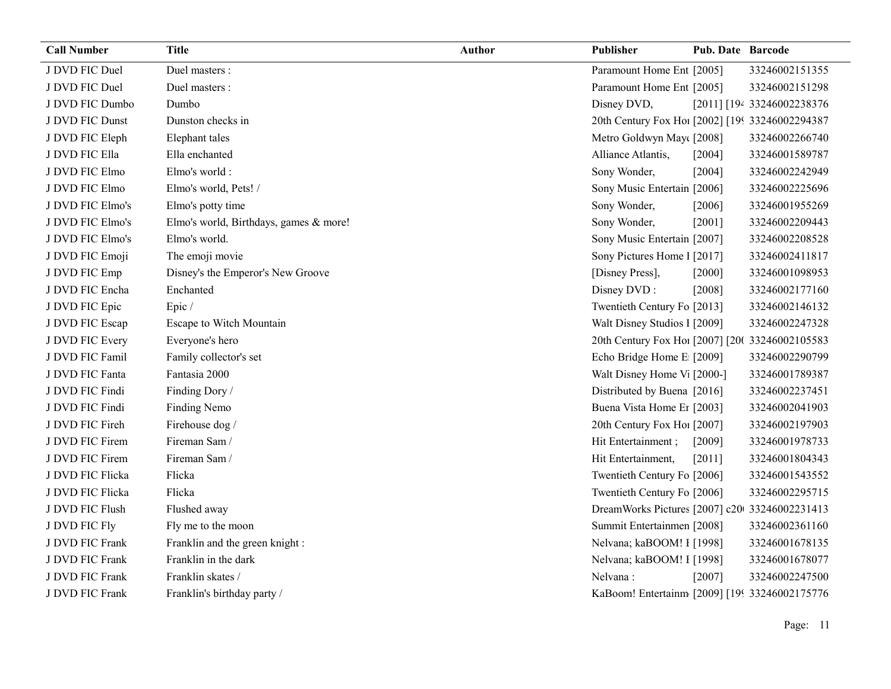| Call Number | Title | Author | Publisher | Pub. Date | Barcode |
|---|---|---|---|---|---|
| J DVD FIC Duel | Duel masters : | | Paramount Home Ent | [2005] | 33246002151355 |
| J DVD FIC Duel | Duel masters : | | Paramount Home Ent | [2005] | 33246002151298 |
| J DVD FIC Dumbo | Dumbo | | Disney DVD, | [2011] [194 | 33246002238376 |
| J DVD FIC Dunst | Dunston checks in | | 20th Century Fox Hoi | [2002] [199 | 33246002294387 |
| J DVD FIC Eleph | Elephant tales | | Metro Goldwyn May | [2008] | 33246002266740 |
| J DVD FIC Ella | Ella enchanted | | Alliance Atlantis, | [2004] | 33246001589787 |
| J DVD FIC Elmo | Elmo's world : | | Sony Wonder, | [2004] | 33246002242949 |
| J DVD FIC Elmo | Elmo's world, Pets! / | | Sony Music Entertain | [2006] | 33246002225696 |
| J DVD FIC Elmo's | Elmo's potty time | | Sony Wonder, | [2006] | 33246001955269 |
| J DVD FIC Elmo's | Elmo's world, Birthdays, games & more! | | Sony Wonder, | [2001] | 33246002209443 |
| J DVD FIC Elmo's | Elmo's world. | | Sony Music Entertain | [2007] | 33246002208528 |
| J DVD FIC Emoji | The emoji movie | | Sony Pictures Home I | [2017] | 33246002411817 |
| J DVD FIC Emp | Disney's the Emperor's New Groove | | [Disney Press], | [2000] | 33246001098953 |
| J DVD FIC Encha | Enchanted | | Disney DVD : | [2008] | 33246002177160 |
| J DVD FIC Epic | Epic / | | Twentieth Century Fo | [2013] | 33246002146132 |
| J DVD FIC Escap | Escape to Witch Mountain | | Walt Disney Studios I | [2009] | 33246002247328 |
| J DVD FIC Every | Everyone's hero | | 20th Century Fox Hoi | [2007] [20( | 33246002105583 |
| J DVD FIC Famil | Family collector's set | | Echo Bridge Home E | [2009] | 33246002290799 |
| J DVD FIC Fanta | Fantasia 2000 | | Walt Disney Home Vi | [2000-] | 33246001789387 |
| J DVD FIC Findi | Finding Dory / | | Distributed by Buena | [2016] | 33246002237451 |
| J DVD FIC Findi | Finding Nemo | | Buena Vista Home En | [2003] | 33246002041903 |
| J DVD FIC Fireh | Firehouse dog / | | 20th Century Fox Hoi | [2007] | 33246002197903 |
| J DVD FIC Firem | Fireman Sam / | | Hit Entertainment ; | [2009] | 33246001978733 |
| J DVD FIC Firem | Fireman Sam / | | Hit Entertainment, | [2011] | 33246001804343 |
| J DVD FIC Flicka | Flicka | | Twentieth Century Fo | [2006] | 33246001543552 |
| J DVD FIC Flicka | Flicka | | Twentieth Century Fo | [2006] | 33246002295715 |
| J DVD FIC Flush | Flushed away | | DreamWorks Pictures | [2007] c20( | 33246002231413 |
| J DVD FIC Fly | Fly me to the moon | | Summit Entertainmen | [2008] | 33246002361160 |
| J DVD FIC Frank | Franklin and the green knight : | | Nelvana; kaBOOM! I | [1998] | 33246001678135 |
| J DVD FIC Frank | Franklin in the dark | | Nelvana; kaBOOM! I | [1998] | 33246001678077 |
| J DVD FIC Frank | Franklin skates / | | Nelvana : | [2007] | 33246002247500 |
| J DVD FIC Frank | Franklin's birthday party / | | KaBoom! Entertainm | [2009] [199 | 33246002175776 |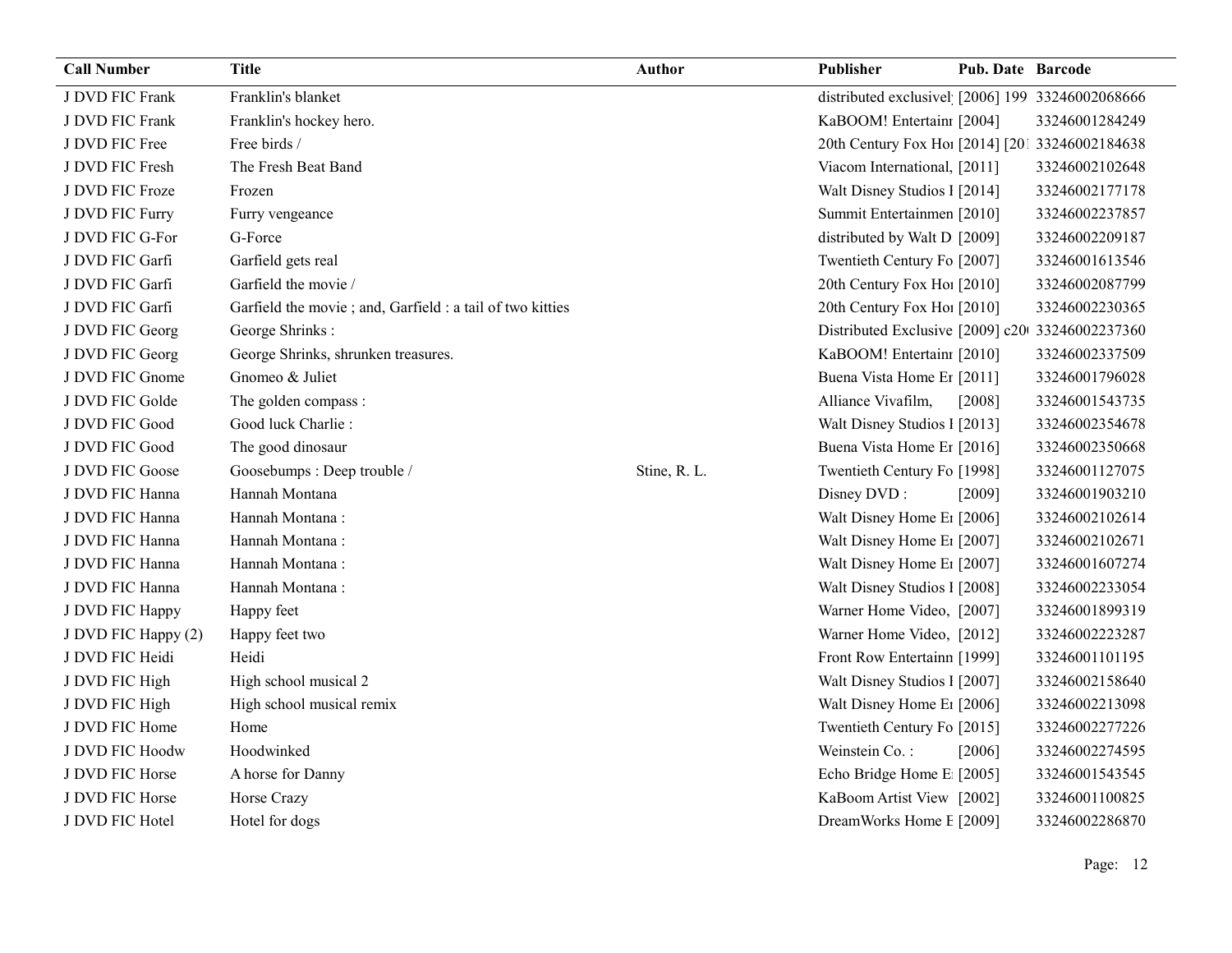| Call Number | Title | Author | Publisher | Pub. Date | Barcode |
|---|---|---|---|---|---|
| J DVD FIC Frank | Franklin's blanket | | distributed exclusivel | [2006] 199 | 33246002068666 |
| J DVD FIC Frank | Franklin's hockey hero. | | KaBOOM! Entertainı | [2004] | 33246001284249 |
| J DVD FIC Free | Free birds / | | 20th Century Fox Hoı | [2014] [201 | 33246002184638 |
| J DVD FIC Fresh | The Fresh Beat Band | | Viacom International, | [2011] | 33246002102648 |
| J DVD FIC Froze | Frozen | | Walt Disney Studios I | [2014] | 33246002177178 |
| J DVD FIC Furry | Furry vengeance | | Summit Entertainmen | [2010] | 33246002237857 |
| J DVD FIC G-For | G-Force | | distributed by Walt D | [2009] | 33246002209187 |
| J DVD FIC Garfi | Garfield gets real | | Twentieth Century Fo | [2007] | 33246001613546 |
| J DVD FIC Garfi | Garfield the movie / | | 20th Century Fox Hoı | [2010] | 33246002087799 |
| J DVD FIC Garfi | Garfield the movie ; and, Garfield : a tail of two kitties | | 20th Century Fox Hoı | [2010] | 33246002230365 |
| J DVD FIC Georg | George Shrinks : | | Distributed Exclusive | [2009] c20 | 33246002237360 |
| J DVD FIC Georg | George Shrinks, shrunken treasures. | | KaBOOM! Entertainı | [2010] | 33246002337509 |
| J DVD FIC Gnome | Gnomeo & Juliet | | Buena Vista Home Er | [2011] | 33246001796028 |
| J DVD FIC Golde | The golden compass : | | Alliance Vivafilm, | [2008] | 33246001543735 |
| J DVD FIC Good | Good luck Charlie : | | Walt Disney Studios I | [2013] | 33246002354678 |
| J DVD FIC Good | The good dinosaur | | Buena Vista Home Er | [2016] | 33246002350668 |
| J DVD FIC Goose | Goosebumps : Deep trouble / | Stine, R. L. | Twentieth Century Fo | [1998] | 33246001127075 |
| J DVD FIC Hanna | Hannah Montana | | Disney DVD : | [2009] | 33246001903210 |
| J DVD FIC Hanna | Hannah Montana : | | Walt Disney Home Eı | [2006] | 33246002102614 |
| J DVD FIC Hanna | Hannah Montana : | | Walt Disney Home Eı | [2007] | 33246002102671 |
| J DVD FIC Hanna | Hannah Montana : | | Walt Disney Home Eı | [2007] | 33246001607274 |
| J DVD FIC Hanna | Hannah Montana : | | Walt Disney Studios I | [2008] | 33246002233054 |
| J DVD FIC Happy | Happy feet | | Warner Home Video, | [2007] | 33246001899319 |
| J DVD FIC Happy (2) | Happy feet two | | Warner Home Video, | [2012] | 33246002223287 |
| J DVD FIC Heidi | Heidi | | Front Row Entertainn | [1999] | 33246001101195 |
| J DVD FIC High | High school musical 2 | | Walt Disney Studios I | [2007] | 33246002158640 |
| J DVD FIC High | High school musical remix | | Walt Disney Home Eı | [2006] | 33246002213098 |
| J DVD FIC Home | Home | | Twentieth Century Fo | [2015] | 33246002277226 |
| J DVD FIC Hoodw | Hoodwinked | | Weinstein Co. : | [2006] | 33246002274595 |
| J DVD FIC Horse | A horse for Danny | | Echo Bridge Home E | [2005] | 33246001543545 |
| J DVD FIC Horse | Horse Crazy | | KaBoom Artist View | [2002] | 33246001100825 |
| J DVD FIC Hotel | Hotel for dogs | | DreamWorks Home E | [2009] | 33246002286870 |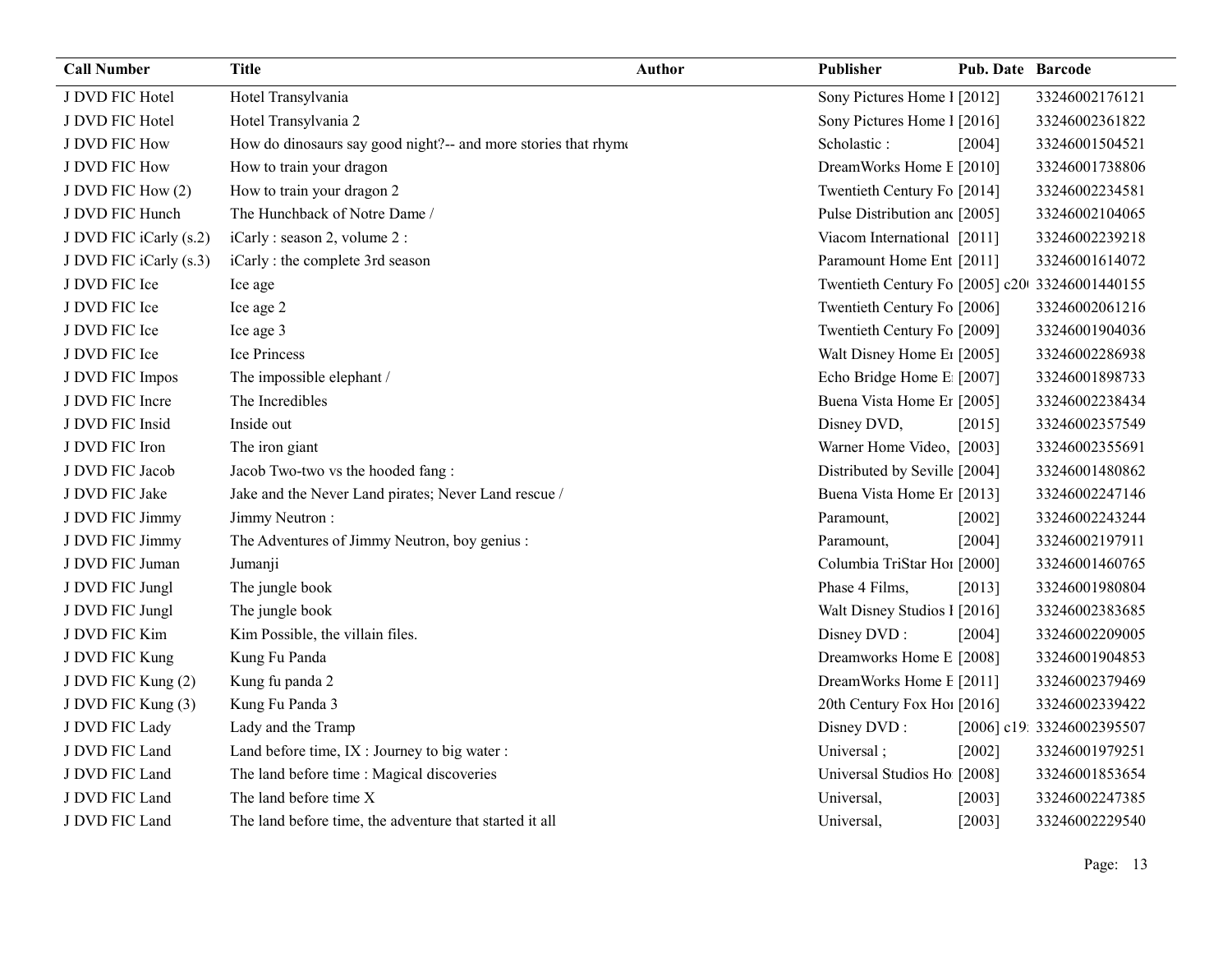| Call Number | Title | Author | Publisher | Pub. Date | Barcode |
|---|---|---|---|---|---|
| J DVD FIC Hotel | Hotel Transylvania | | Sony Pictures Home I | [2012] | 33246002176121 |
| J DVD FIC Hotel | Hotel Transylvania 2 | | Sony Pictures Home I | [2016] | 33246002361822 |
| J DVD FIC How | How do dinosaurs say good night?-- and more stories that rhym | | Scholastic : | [2004] | 33246001504521 |
| J DVD FIC How | How to train your dragon | | DreamWorks Home E | [2010] | 33246001738806 |
| J DVD FIC How (2) | How to train your dragon 2 | | Twentieth Century Fo | [2014] | 33246002234581 |
| J DVD FIC Hunch | The Hunchback of Notre Dame / | | Pulse Distribution and | [2005] | 33246002104065 |
| J DVD FIC iCarly (s.2) | iCarly : season 2, volume 2 : | | Viacom International | [2011] | 33246002239218 |
| J DVD FIC iCarly (s.3) | iCarly : the complete 3rd season | | Paramount Home Ent | [2011] | 33246001614072 |
| J DVD FIC Ice | Ice age | | Twentieth Century Fo | [2005] c20 | 33246001440155 |
| J DVD FIC Ice | Ice age 2 | | Twentieth Century Fo | [2006] | 33246002061216 |
| J DVD FIC Ice | Ice age 3 | | Twentieth Century Fo | [2009] | 33246001904036 |
| J DVD FIC Ice | Ice Princess | | Walt Disney Home En | [2005] | 33246002286938 |
| J DVD FIC Impos | The impossible elephant / | | Echo Bridge Home E | [2007] | 33246001898733 |
| J DVD FIC Incre | The Incredibles | | Buena Vista Home En | [2005] | 33246002238434 |
| J DVD FIC Insid | Inside out | | Disney DVD, | [2015] | 33246002357549 |
| J DVD FIC Iron | The iron giant | | Warner Home Video, | [2003] | 33246002355691 |
| J DVD FIC Jacob | Jacob Two-two vs the hooded fang : | | Distributed by Seville | [2004] | 33246001480862 |
| J DVD FIC Jake | Jake and the Never Land pirates; Never Land rescue / | | Buena Vista Home En | [2013] | 33246002247146 |
| J DVD FIC Jimmy | Jimmy Neutron : | | Paramount, | [2002] | 33246002243244 |
| J DVD FIC Jimmy | The Adventures of Jimmy Neutron, boy genius : | | Paramount, | [2004] | 33246002197911 |
| J DVD FIC Juman | Jumanji | | Columbia TriStar Hon | [2000] | 33246001460765 |
| J DVD FIC Jungl | The jungle book | | Phase 4 Films, | [2013] | 33246001980804 |
| J DVD FIC Jungl | The jungle book | | Walt Disney Studios I | [2016] | 33246002383685 |
| J DVD FIC Kim | Kim Possible, the villain files. | | Disney DVD : | [2004] | 33246002209005 |
| J DVD FIC Kung | Kung Fu Panda | | Dreamworks Home E | [2008] | 33246001904853 |
| J DVD FIC Kung (2) | Kung fu panda 2 | | DreamWorks Home E | [2011] | 33246002379469 |
| J DVD FIC Kung (3) | Kung Fu Panda 3 | | 20th Century Fox Hon | [2016] | 33246002339422 |
| J DVD FIC Lady | Lady and the Tramp | | Disney DVD : | [2006] c19 | 33246002395507 |
| J DVD FIC Land | Land before time, IX : Journey to big water : | | Universal ; | [2002] | 33246001979251 |
| J DVD FIC Land | The land before time : Magical discoveries | | Universal Studios Ho | [2008] | 33246001853654 |
| J DVD FIC Land | The land before time X | | Universal, | [2003] | 33246002247385 |
| J DVD FIC Land | The land before time, the adventure that started it all | | Universal, | [2003] | 33246002229540 |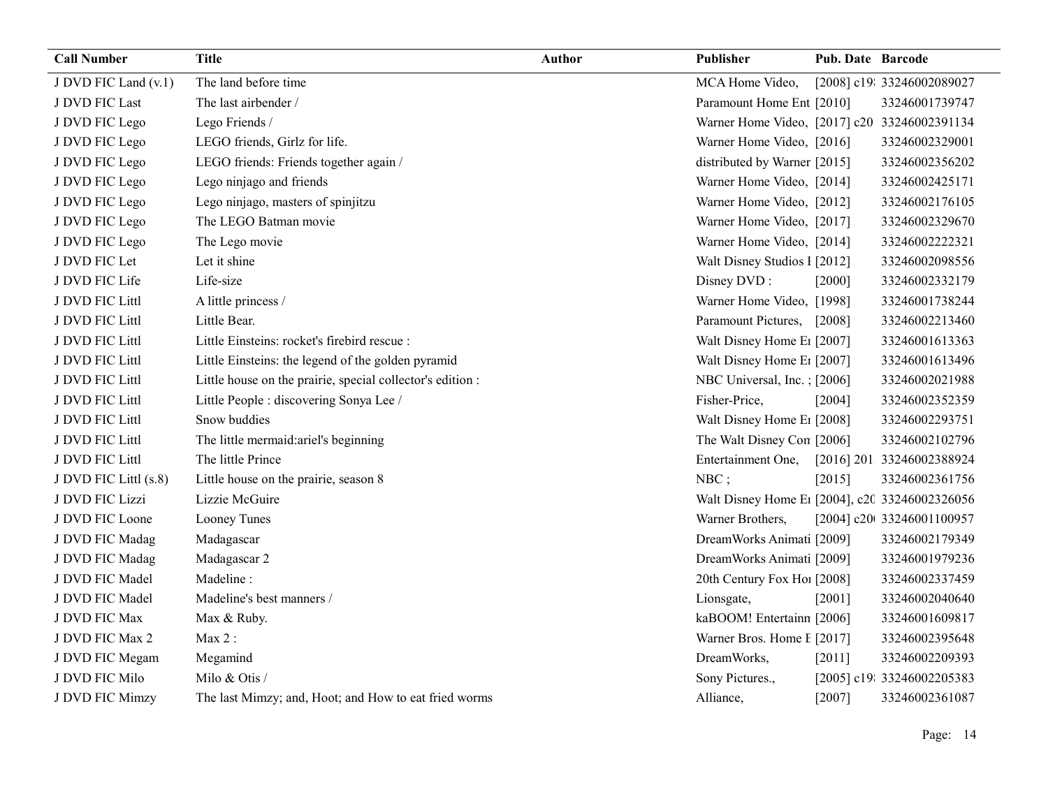| Call Number | Title | Author | Publisher | Pub. Date | Barcode |
|---|---|---|---|---|---|
| J DVD FIC Land (v.1) | The land before time | | MCA Home Video, | [2008] c19 | 33246002089027 |
| J DVD FIC Last | The last airbender / | | Paramount Home Ent | [2010] | 33246001739747 |
| J DVD FIC Lego | Lego Friends / | | Warner Home Video, | [2017] c20 | 33246002391134 |
| J DVD FIC Lego | LEGO friends, Girlz for life. | | Warner Home Video, | [2016] | 33246002329001 |
| J DVD FIC Lego | LEGO friends: Friends together again / | | distributed by Warner | [2015] | 33246002356202 |
| J DVD FIC Lego | Lego ninjago and friends | | Warner Home Video, | [2014] | 33246002425171 |
| J DVD FIC Lego | Lego ninjago, masters of spinjitzu | | Warner Home Video, | [2012] | 33246002176105 |
| J DVD FIC Lego | The LEGO Batman movie | | Warner Home Video, | [2017] | 33246002329670 |
| J DVD FIC Lego | The Lego movie | | Warner Home Video, | [2014] | 33246002222321 |
| J DVD FIC Let | Let it shine | | Walt Disney Studios I | [2012] | 33246002098556 |
| J DVD FIC Life | Life-size | | Disney DVD : | [2000] | 33246002332179 |
| J DVD FIC Littl | A little princess / | | Warner Home Video, | [1998] | 33246001738244 |
| J DVD FIC Littl | Little Bear. | | Paramount Pictures, | [2008] | 33246002213460 |
| J DVD FIC Littl | Little Einsteins: rocket's firebird rescue : | | Walt Disney Home En | [2007] | 33246001613363 |
| J DVD FIC Littl | Little Einsteins: the legend of the golden pyramid | | Walt Disney Home En | [2007] | 33246001613496 |
| J DVD FIC Littl | Little house on the prairie, special collector's edition : | | NBC Universal, Inc. ; | [2006] | 33246002021988 |
| J DVD FIC Littl | Little People : discovering Sonya Lee / | | Fisher-Price, | [2004] | 33246002352359 |
| J DVD FIC Littl | Snow buddies | | Walt Disney Home En | [2008] | 33246002293751 |
| J DVD FIC Littl | The little mermaid:ariel's beginning | | The Walt Disney Con | [2006] | 33246002102796 |
| J DVD FIC Littl | The little Prince | | Entertainment One, | [2016] 201 | 33246002388924 |
| J DVD FIC Littl (s.8) | Little house on the prairie, season 8 | | NBC ; | [2015] | 33246002361756 |
| J DVD FIC Lizzi | Lizzie McGuire | | Walt Disney Home En | [2004], c20 | 33246002326056 |
| J DVD FIC Loone | Looney Tunes | | Warner Brothers, | [2004] c200 | 33246001100957 |
| J DVD FIC Madag | Madagascar | | DreamWorks Animati | [2009] | 33246002179349 |
| J DVD FIC Madag | Madagascar 2 | | DreamWorks Animati | [2009] | 33246001979236 |
| J DVD FIC Madel | Madeline : | | 20th Century Fox Ho | [2008] | 33246002337459 |
| J DVD FIC Madel | Madeline's best manners / | | Lionsgate, | [2001] | 33246002040640 |
| J DVD FIC Max | Max & Ruby. | | kaBOOM! Entertainn | [2006] | 33246001609817 |
| J DVD FIC Max 2 | Max 2 : | | Warner Bros. Home E | [2017] | 33246002395648 |
| J DVD FIC Megam | Megamind | | DreamWorks, | [2011] | 33246002209393 |
| J DVD FIC Milo | Milo & Otis / | | Sony Pictures., | [2005] c19 | 33246002205383 |
| J DVD FIC Mimzy | The last Mimzy; and, Hoot; and How to eat fried worms | | Alliance, | [2007] | 33246002361087 |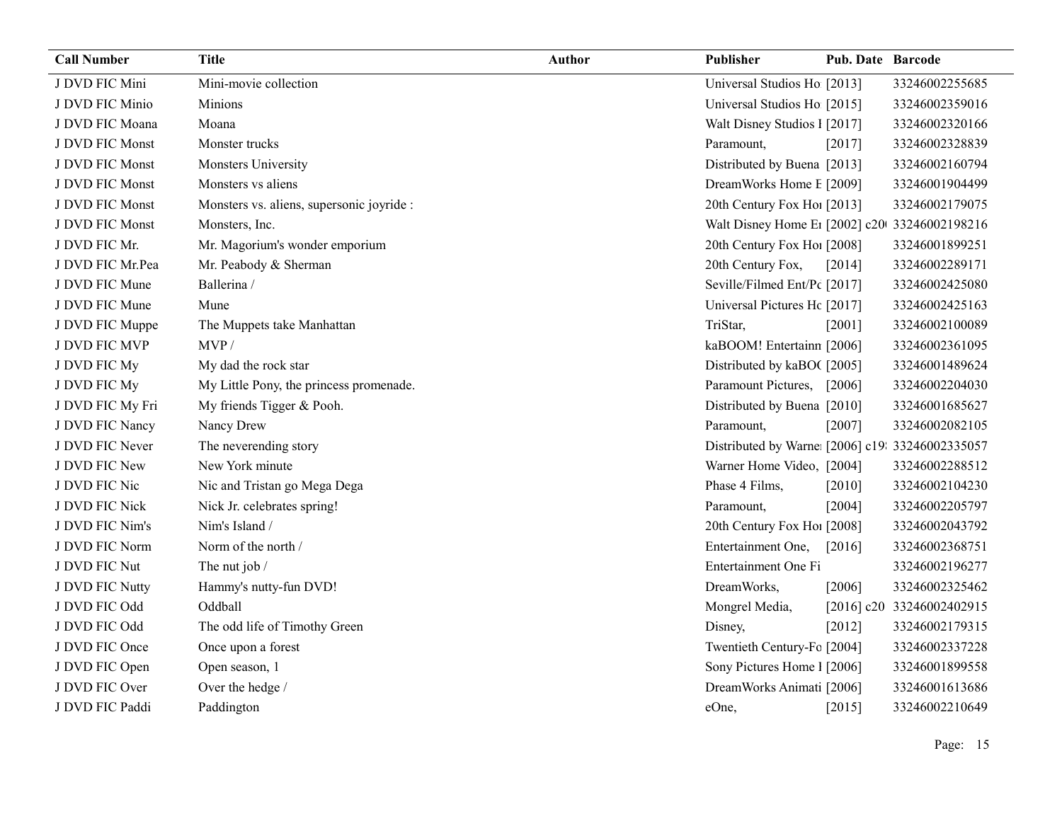| Call Number | Title | Author | Publisher | Pub. Date | Barcode |
|---|---|---|---|---|---|
| J DVD FIC Mini | Mini-movie collection | | Universal Studios Ho | [2013] | 33246002255685 |
| J DVD FIC Minio | Minions | | Universal Studios Ho | [2015] | 33246002359016 |
| J DVD FIC Moana | Moana | | Walt Disney Studios I | [2017] | 33246002320166 |
| J DVD FIC Monst | Monster trucks | | Paramount, | [2017] | 33246002328839 |
| J DVD FIC Monst | Monsters University | | Distributed by Buena | [2013] | 33246002160794 |
| J DVD FIC Monst | Monsters vs aliens | | DreamWorks Home E | [2009] | 33246001904499 |
| J DVD FIC Monst | Monsters vs. aliens, supersonic joyride : | | 20th Century Fox Hoi | [2013] | 33246002179075 |
| J DVD FIC Monst | Monsters, Inc. | | Walt Disney Home Ei | [2002] c20 | 33246002198216 |
| J DVD FIC Mr. | Mr. Magorium's wonder emporium | | 20th Century Fox Hoi | [2008] | 33246001899251 |
| J DVD FIC Mr.Pea | Mr. Peabody & Sherman | | 20th Century Fox, | [2014] | 33246002289171 |
| J DVD FIC Mune | Ballerina / | | Seville/Filmed Ent/Pc | [2017] | 33246002425080 |
| J DVD FIC Mune | Mune | | Universal Pictures Hc | [2017] | 33246002425163 |
| J DVD FIC Muppe | The Muppets take Manhattan | | TriStar, | [2001] | 33246002100089 |
| J DVD FIC MVP | MVP / | | kaBOOM! Entertainn | [2006] | 33246002361095 |
| J DVD FIC My | My dad the rock star | | Distributed by kaBO( | [2005] | 33246001489624 |
| J DVD FIC My | My Little Pony, the princess promenade. | | Paramount Pictures, | [2006] | 33246002204030 |
| J DVD FIC My Fri | My friends Tigger & Pooh. | | Distributed by Buena | [2010] | 33246001685627 |
| J DVD FIC Nancy | Nancy Drew | | Paramount, | [2007] | 33246002082105 |
| J DVD FIC Never | The neverending story | | Distributed by Warne | [2006] c19 | 33246002335057 |
| J DVD FIC New | New York minute | | Warner Home Video, | [2004] | 33246002288512 |
| J DVD FIC Nic | Nic and Tristan go Mega Dega | | Phase 4 Films, | [2010] | 33246002104230 |
| J DVD FIC Nick | Nick Jr. celebrates spring! | | Paramount, | [2004] | 33246002205797 |
| J DVD FIC Nim's | Nim's Island / | | 20th Century Fox Hoi | [2008] | 33246002043792 |
| J DVD FIC Norm | Norm of the north / | | Entertainment One, | [2016] | 33246002368751 |
| J DVD FIC Nut | The nut job / | | Entertainment One Fi | | 33246002196277 |
| J DVD FIC Nutty | Hammy's nutty-fun DVD! | | DreamWorks, | [2006] | 33246002325462 |
| J DVD FIC Odd | Oddball | | Mongrel Media, | [2016] c20 | 33246002402915 |
| J DVD FIC Odd | The odd life of Timothy Green | | Disney, | [2012] | 33246002179315 |
| J DVD FIC Once | Once upon a forest | | Twentieth Century-Fo | [2004] | 33246002337228 |
| J DVD FIC Open | Open season, 1 | | Sony Pictures Home I | [2006] | 33246001899558 |
| J DVD FIC Over | Over the hedge / | | DreamWorks Animati | [2006] | 33246001613686 |
| J DVD FIC Paddi | Paddington | | eOne, | [2015] | 33246002210649 |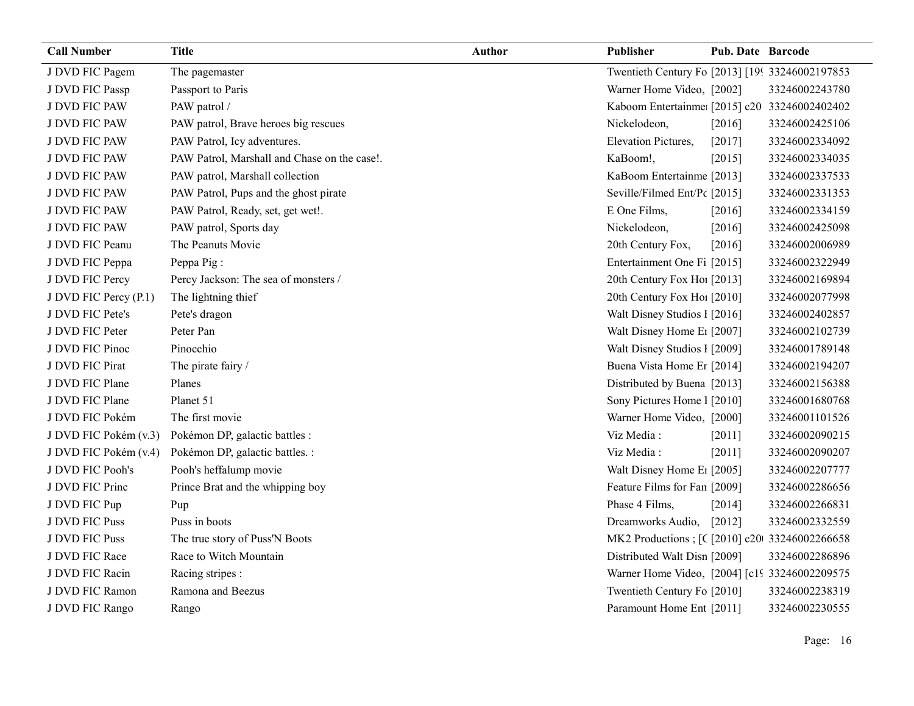| Call Number | Title | Author | Publisher | Pub. Date | Barcode |
|---|---|---|---|---|---|
| J DVD FIC Pagem | The pagemaster | | Twentieth Century Fo | [2013] [19 | 33246002197853 |
| J DVD FIC Passp | Passport to Paris | | Warner Home Video, | [2002] | 33246002243780 |
| J DVD FIC PAW | PAW patrol / | | Kaboom Entertainme | [2015] c20 | 33246002402402 |
| J DVD FIC PAW | PAW patrol, Brave heroes big rescues | | Nickelodeon, | [2016] | 33246002425106 |
| J DVD FIC PAW | PAW Patrol, Icy adventures. | | Elevation Pictures, | [2017] | 33246002334092 |
| J DVD FIC PAW | PAW Patrol, Marshall and Chase on the case!. | | KaBoom!, | [2015] | 33246002334035 |
| J DVD FIC PAW | PAW patrol, Marshall collection | | KaBoom Entertainme | [2013] | 33246002337533 |
| J DVD FIC PAW | PAW Patrol, Pups and the ghost pirate | | Seville/Filmed Ent/Pc | [2015] | 33246002331353 |
| J DVD FIC PAW | PAW Patrol, Ready, set, get wet!. | | E One Films, | [2016] | 33246002334159 |
| J DVD FIC PAW | PAW patrol, Sports day | | Nickelodeon, | [2016] | 33246002425098 |
| J DVD FIC Peanu | The Peanuts Movie | | 20th Century Fox, | [2016] | 33246002006989 |
| J DVD FIC Peppa | Peppa Pig : | | Entertainment One Fi | [2015] | 33246002322949 |
| J DVD FIC Percy | Percy Jackson: The sea of monsters / | | 20th Century Fox Hoi | [2013] | 33246002169894 |
| J DVD FIC Percy (P.1) | The lightning thief | | 20th Century Fox Hoi | [2010] | 33246002077998 |
| J DVD FIC Pete's | Pete's dragon | | Walt Disney Studios I | [2016] | 33246002402857 |
| J DVD FIC Peter | Peter Pan | | Walt Disney Home Er | [2007] | 33246002102739 |
| J DVD FIC Pinoc | Pinocchio | | Walt Disney Studios I | [2009] | 33246001789148 |
| J DVD FIC Pirat | The pirate fairy / | | Buena Vista Home Er | [2014] | 33246002194207 |
| J DVD FIC Plane | Planes | | Distributed by Buena | [2013] | 33246002156388 |
| J DVD FIC Plane | Planet 51 | | Sony Pictures Home I | [2010] | 33246001680768 |
| J DVD FIC Pokém | The first movie | | Warner Home Video, | [2000] | 33246001101526 |
| J DVD FIC Pokém (v.3) | Pokémon DP, galactic battles : | | Viz Media : | [2011] | 33246002090215 |
| J DVD FIC Pokém (v.4) | Pokémon DP, galactic battles. : | | Viz Media : | [2011] | 33246002090207 |
| J DVD FIC Pooh's | Pooh's heffalump movie | | Walt Disney Home Er | [2005] | 33246002207777 |
| J DVD FIC Princ | Prince Brat and the whipping boy | | Feature Films for Fan | [2009] | 33246002286656 |
| J DVD FIC Pup | Pup | | Phase 4 Films, | [2014] | 33246002266831 |
| J DVD FIC Puss | Puss in boots | | Dreamworks Audio, | [2012] | 33246002332559 |
| J DVD FIC Puss | The true story of Puss'N Boots | | MK2 Productions ; [C | [2010] c20 | 33246002266658 |
| J DVD FIC Race | Race to Witch Mountain | | Distributed Walt Disn | [2009] | 33246002286896 |
| J DVD FIC Racin | Racing stripes : | | Warner Home Video, | [2004] [c19 | 33246002209575 |
| J DVD FIC Ramon | Ramona and Beezus | | Twentieth Century Fo | [2010] | 33246002238319 |
| J DVD FIC Rango | Rango | | Paramount Home Ent | [2011] | 33246002230555 |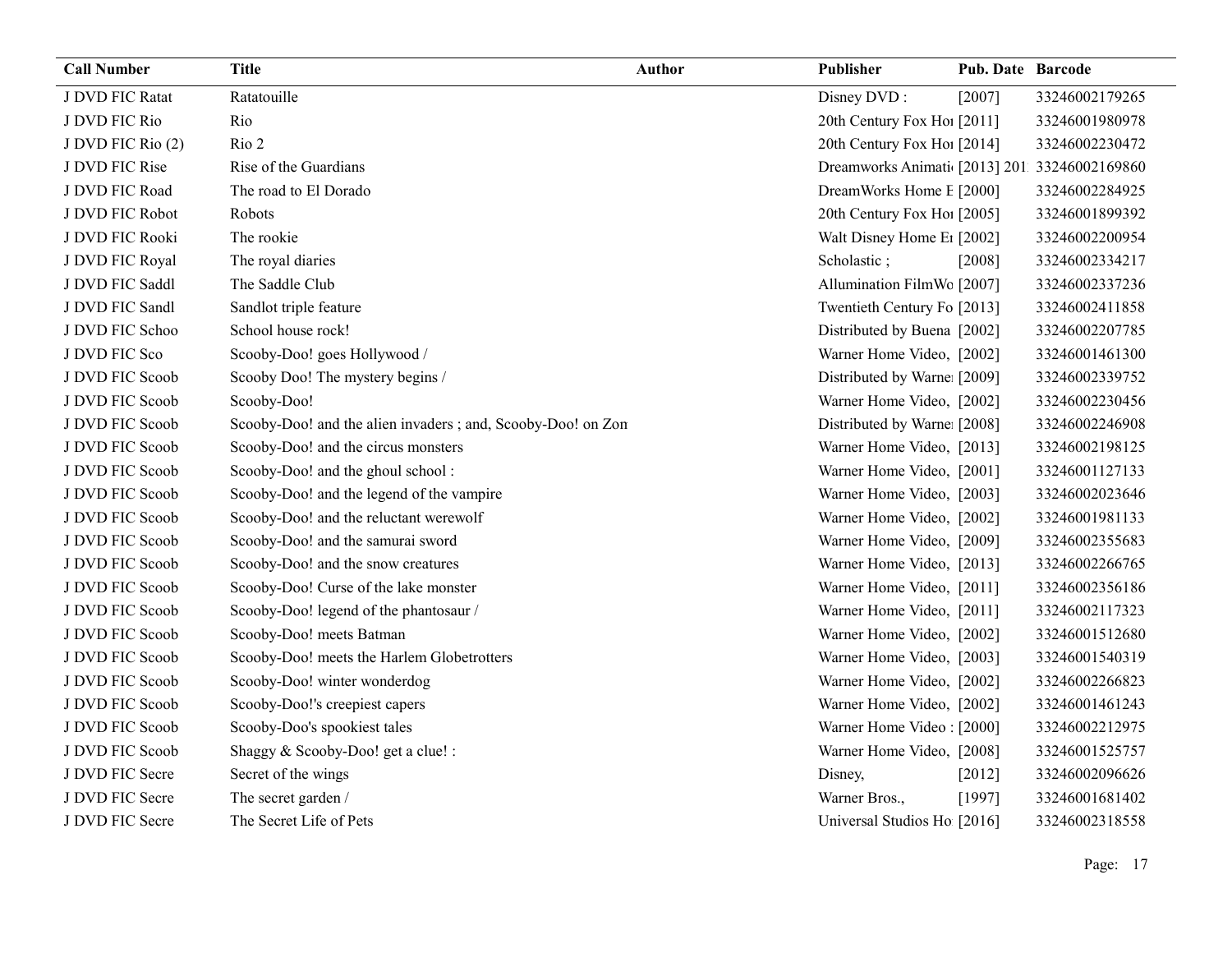| Call Number | Title | Author | Publisher | Pub. Date | Barcode |
|---|---|---|---|---|---|
| J DVD FIC Ratat | Ratatouille | | Disney DVD : | [2007] | 33246002179265 |
| J DVD FIC Rio | Rio | | 20th Century Fox Hor | [2011] | 33246001980978 |
| J DVD FIC Rio (2) | Rio 2 | | 20th Century Fox Hor | [2014] | 33246002230472 |
| J DVD FIC Rise | Rise of the Guardians | | Dreamworks Animati | [2013] 201 | 33246002169860 |
| J DVD FIC Road | The road to El Dorado | | DreamWorks Home E | [2000] | 33246002284925 |
| J DVD FIC Robot | Robots | | 20th Century Fox Hor | [2005] | 33246001899392 |
| J DVD FIC Rooki | The rookie | | Walt Disney Home Er | [2002] | 33246002200954 |
| J DVD FIC Royal | The royal diaries | | Scholastic ; | [2008] | 33246002334217 |
| J DVD FIC Saddl | The Saddle Club | | Allumination FilmWo | [2007] | 33246002337236 |
| J DVD FIC Sandl | Sandlot triple feature | | Twentieth Century Fo | [2013] | 33246002411858 |
| J DVD FIC Schoo | School house rock! | | Distributed by Buena | [2002] | 33246002207785 |
| J DVD FIC Sco | Scooby-Doo! goes Hollywood / | | Warner Home Video, | [2002] | 33246001461300 |
| J DVD FIC Scoob | Scooby Doo! The mystery begins / | | Distributed by Warne | [2009] | 33246002339752 |
| J DVD FIC Scoob | Scooby-Doo! | | Warner Home Video, | [2002] | 33246002230456 |
| J DVD FIC Scoob | Scooby-Doo! and the alien invaders ; and, Scooby-Doo! on Zon | | Distributed by Warne | [2008] | 33246002246908 |
| J DVD FIC Scoob | Scooby-Doo! and the circus monsters | | Warner Home Video, | [2013] | 33246002198125 |
| J DVD FIC Scoob | Scooby-Doo! and the ghoul school : | | Warner Home Video, | [2001] | 33246001127133 |
| J DVD FIC Scoob | Scooby-Doo! and the legend of the vampire | | Warner Home Video, | [2003] | 33246002023646 |
| J DVD FIC Scoob | Scooby-Doo! and the reluctant werewolf | | Warner Home Video, | [2002] | 33246001981133 |
| J DVD FIC Scoob | Scooby-Doo! and the samurai sword | | Warner Home Video, | [2009] | 33246002355683 |
| J DVD FIC Scoob | Scooby-Doo! and the snow creatures | | Warner Home Video, | [2013] | 33246002266765 |
| J DVD FIC Scoob | Scooby-Doo! Curse of the lake monster | | Warner Home Video, | [2011] | 33246002356186 |
| J DVD FIC Scoob | Scooby-Doo! legend of the phantosaur / | | Warner Home Video, | [2011] | 33246002117323 |
| J DVD FIC Scoob | Scooby-Doo! meets Batman | | Warner Home Video, | [2002] | 33246001512680 |
| J DVD FIC Scoob | Scooby-Doo! meets the Harlem Globetrotters | | Warner Home Video, | [2003] | 33246001540319 |
| J DVD FIC Scoob | Scooby-Doo! winter wonderdog | | Warner Home Video, | [2002] | 33246002266823 |
| J DVD FIC Scoob | Scooby-Doo!'s creepiest capers | | Warner Home Video, | [2002] | 33246001461243 |
| J DVD FIC Scoob | Scooby-Doo's spookiest tales | | Warner Home Video : | [2000] | 33246002212975 |
| J DVD FIC Scoob | Shaggy & Scooby-Doo! get a clue! : | | Warner Home Video, | [2008] | 33246001525757 |
| J DVD FIC Secre | Secret of the wings | | Disney, | [2012] | 33246002096626 |
| J DVD FIC Secre | The secret garden / | | Warner Bros., | [1997] | 33246001681402 |
| J DVD FIC Secre | The Secret Life of Pets | | Universal Studios Ho | [2016] | 33246002318558 |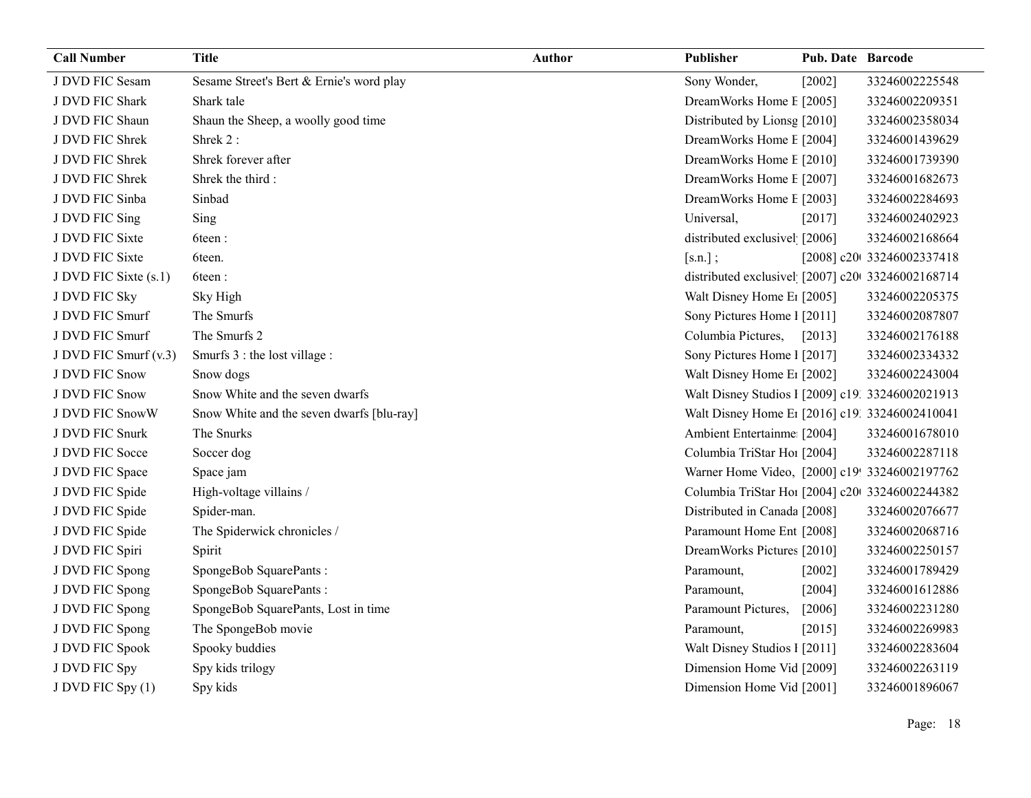| Call Number | Title | Author | Publisher | Pub. Date | Barcode |
| --- | --- | --- | --- | --- | --- |
| J DVD FIC Sesam | Sesame Street's Bert & Ernie's word play | | Sony Wonder, | [2002] | 33246002225548 |
| J DVD FIC Shark | Shark tale | | DreamWorks Home E | [2005] | 33246002209351 |
| J DVD FIC Shaun | Shaun the Sheep, a woolly good time | | Distributed by Lionsg | [2010] | 33246002358034 |
| J DVD FIC Shrek | Shrek 2 : | | DreamWorks Home E | [2004] | 33246001439629 |
| J DVD FIC Shrek | Shrek forever after | | DreamWorks Home E | [2010] | 33246001739390 |
| J DVD FIC Shrek | Shrek the third : | | DreamWorks Home E | [2007] | 33246001682673 |
| J DVD FIC Sinba | Sinbad | | DreamWorks Home E | [2003] | 33246002284693 |
| J DVD FIC Sing | Sing | | Universal, | [2017] | 33246002402923 |
| J DVD FIC Sixte | 6teen : | | distributed exclusivel | [2006] | 33246002168664 |
| J DVD FIC Sixte | 6teen. | | [s.n.] ; | [2008] c20 | 33246002337418 |
| J DVD FIC Sixte (s.1) | 6teen : | | distributed exclusivel | [2007] c20 | 33246002168714 |
| J DVD FIC Sky | Sky High | | Walt Disney Home E | [2005] | 33246002205375 |
| J DVD FIC Smurf | The Smurfs | | Sony Pictures Home I | [2011] | 33246002087807 |
| J DVD FIC Smurf | The Smurfs 2 | | Columbia Pictures, | [2013] | 33246002176188 |
| J DVD FIC Smurf (v.3) | Smurfs 3 : the lost village : | | Sony Pictures Home I | [2017] | 33246002334332 |
| J DVD FIC Snow | Snow dogs | | Walt Disney Home E | [2002] | 33246002243004 |
| J DVD FIC Snow | Snow White and the seven dwarfs | | Walt Disney Studios I | [2009] c19 | 33246002021913 |
| J DVD FIC SnowW | Snow White and the seven dwarfs [blu-ray] | | Walt Disney Home E | [2016] c19 | 33246002410041 |
| J DVD FIC Snurk | The Snurks | | Ambient Entertainme | [2004] | 33246001678010 |
| J DVD FIC Socce | Soccer dog | | Columbia TriStar Hor | [2004] | 33246002287118 |
| J DVD FIC Space | Space jam | | Warner Home Video, | [2000] c19 | 33246002197762 |
| J DVD FIC Spide | High-voltage villains / | | Columbia TriStar Hor | [2004] c20 | 33246002244382 |
| J DVD FIC Spide | Spider-man. | | Distributed in Canada | [2008] | 33246002076677 |
| J DVD FIC Spide | The Spiderwick chronicles / | | Paramount Home Ent | [2008] | 33246002068716 |
| J DVD FIC Spiri | Spirit | | DreamWorks Pictures | [2010] | 33246002250157 |
| J DVD FIC Spong | SpongeBob SquarePants : | | Paramount, | [2002] | 33246001789429 |
| J DVD FIC Spong | SpongeBob SquarePants : | | Paramount, | [2004] | 33246001612886 |
| J DVD FIC Spong | SpongeBob SquarePants, Lost in time | | Paramount Pictures, | [2006] | 33246002231280 |
| J DVD FIC Spong | The SpongeBob movie | | Paramount, | [2015] | 33246002269983 |
| J DVD FIC Spook | Spooky buddies | | Walt Disney Studios I | [2011] | 33246002283604 |
| J DVD FIC Spy | Spy kids trilogy | | Dimension Home Vid | [2009] | 33246002263119 |
| J DVD FIC Spy (1) | Spy kids | | Dimension Home Vid | [2001] | 33246001896067 |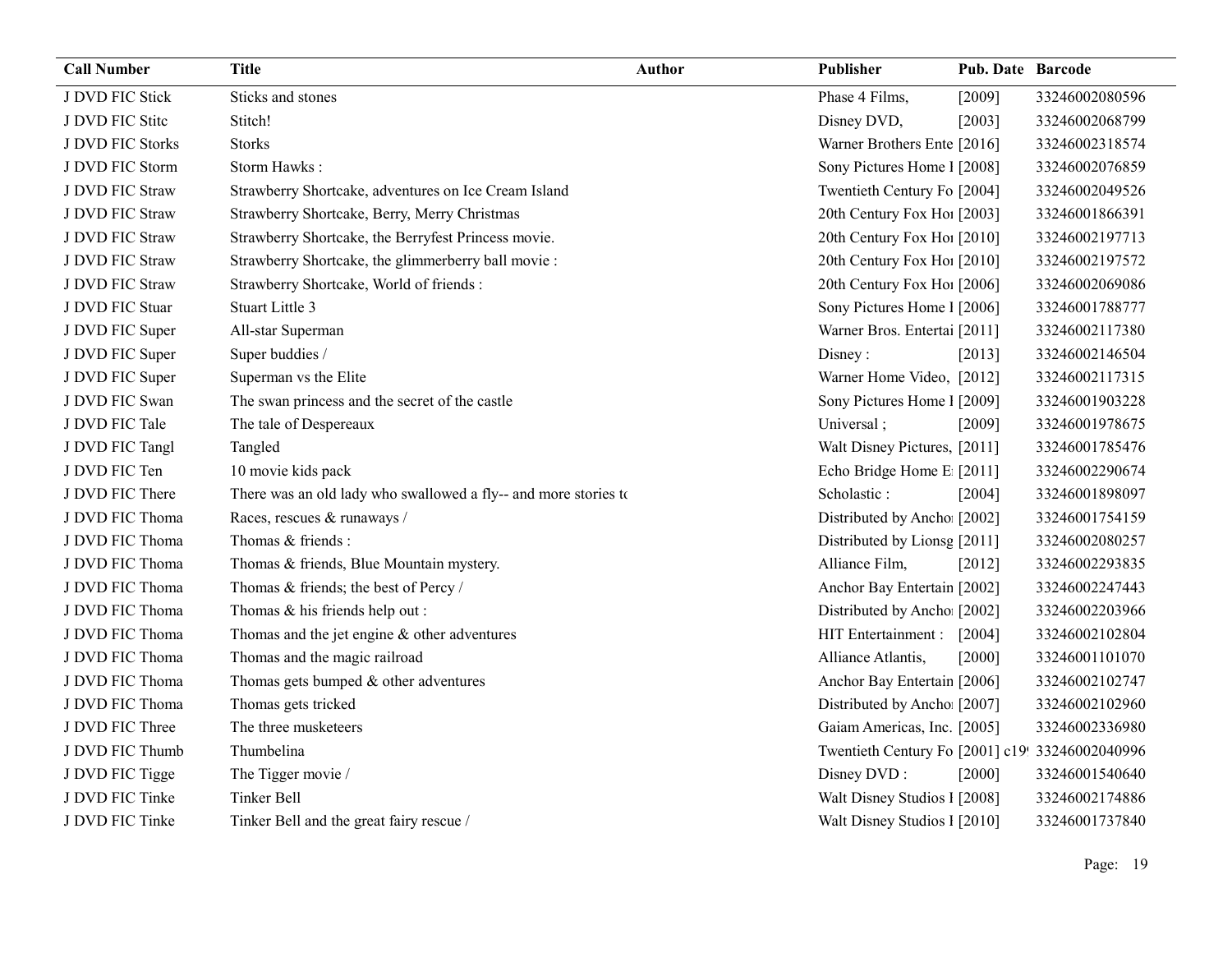| Call Number | Title | Author | Publisher | Pub. Date | Barcode |
|---|---|---|---|---|---|
| J DVD FIC Stick | Sticks and stones | | Phase 4 Films, | [2009] | 33246002080596 |
| J DVD FIC Stitc | Stitch! | | Disney DVD, | [2003] | 33246002068799 |
| J DVD FIC Storks | Storks | | Warner Brothers Ente | [2016] | 33246002318574 |
| J DVD FIC Storm | Storm Hawks : | | Sony Pictures Home I | [2008] | 33246002076859 |
| J DVD FIC Straw | Strawberry Shortcake, adventures on Ice Cream Island | | Twentieth Century Fo | [2004] | 33246002049526 |
| J DVD FIC Straw | Strawberry Shortcake, Berry, Merry Christmas | | 20th Century Fox Ho | [2003] | 33246001866391 |
| J DVD FIC Straw | Strawberry Shortcake, the Berryfest Princess movie. | | 20th Century Fox Ho | [2010] | 33246002197713 |
| J DVD FIC Straw | Strawberry Shortcake, the glimmerberry ball movie : | | 20th Century Fox Ho | [2010] | 33246002197572 |
| J DVD FIC Straw | Strawberry Shortcake, World of friends : | | 20th Century Fox Ho | [2006] | 33246002069086 |
| J DVD FIC Stuar | Stuart Little 3 | | Sony Pictures Home I | [2006] | 33246001788777 |
| J DVD FIC Super | All-star Superman | | Warner Bros. Entertai | [2011] | 33246002117380 |
| J DVD FIC Super | Super buddies / | | Disney : | [2013] | 33246002146504 |
| J DVD FIC Super | Superman vs the Elite | | Warner Home Video, | [2012] | 33246002117315 |
| J DVD FIC Swan | The swan princess and the secret of the castle | | Sony Pictures Home I | [2009] | 33246001903228 |
| J DVD FIC Tale | The tale of Despereaux | | Universal ; | [2009] | 33246001978675 |
| J DVD FIC Tangl | Tangled | | Walt Disney Pictures, | [2011] | 33246001785476 |
| J DVD FIC Ten | 10 movie kids pack | | Echo Bridge Home E | [2011] | 33246002290674 |
| J DVD FIC There | There was an old lady who swallowed a fly-- and more stories to | | Scholastic : | [2004] | 33246001898097 |
| J DVD FIC Thoma | Races, rescues & runaways / | | Distributed by Ancho | [2002] | 33246001754159 |
| J DVD FIC Thoma | Thomas & friends : | | Distributed by Lionsg | [2011] | 33246002080257 |
| J DVD FIC Thoma | Thomas & friends, Blue Mountain mystery. | | Alliance Film, | [2012] | 33246002293835 |
| J DVD FIC Thoma | Thomas & friends; the best of Percy / | | Anchor Bay Entertain | [2002] | 33246002247443 |
| J DVD FIC Thoma | Thomas & his friends help out : | | Distributed by Ancho | [2002] | 33246002203966 |
| J DVD FIC Thoma | Thomas and the jet engine & other adventures | | HIT Entertainment : | [2004] | 33246002102804 |
| J DVD FIC Thoma | Thomas and the magic railroad | | Alliance Atlantis, | [2000] | 33246001101070 |
| J DVD FIC Thoma | Thomas gets bumped & other adventures | | Anchor Bay Entertain | [2006] | 33246002102747 |
| J DVD FIC Thoma | Thomas gets tricked | | Distributed by Ancho | [2007] | 33246002102960 |
| J DVD FIC Three | The three musketeers | | Gaiam Americas, Inc. | [2005] | 33246002336980 |
| J DVD FIC Thumb | Thumbelina | | Twentieth Century Fo | [2001] c19 | 33246002040996 |
| J DVD FIC Tigge | The Tigger movie / | | Disney DVD : | [2000] | 33246001540640 |
| J DVD FIC Tinke | Tinker Bell | | Walt Disney Studios I | [2008] | 33246002174886 |
| J DVD FIC Tinke | Tinker Bell and the great fairy rescue / | | Walt Disney Studios I | [2010] | 33246001737840 |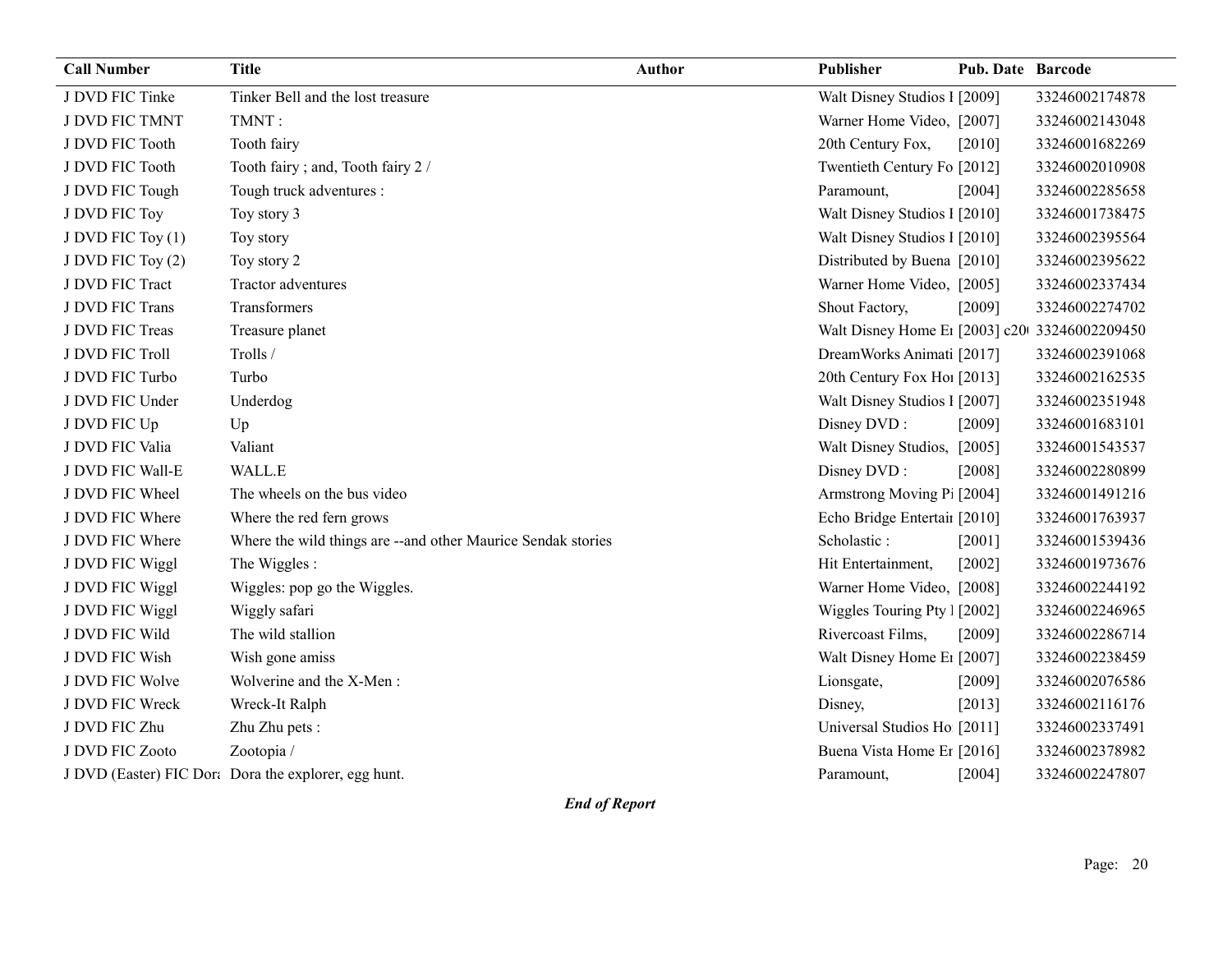| Call Number | Title | Author | Publisher | Pub. Date | Barcode |
|---|---|---|---|---|---|
| J DVD FIC Tinke | Tinker Bell and the lost treasure | | Walt Disney Studios I | [2009] | 33246002174878 |
| J DVD FIC TMNT | TMNT : | | Warner Home Video, | [2007] | 33246002143048 |
| J DVD FIC Tooth | Tooth fairy | | 20th Century Fox, | [2010] | 33246001682269 |
| J DVD FIC Tooth | Tooth fairy ; and, Tooth fairy 2 / | | Twentieth Century Fo | [2012] | 33246002010908 |
| J DVD FIC Tough | Tough truck adventures : | | Paramount, | [2004] | 33246002285658 |
| J DVD FIC Toy | Toy story 3 | | Walt Disney Studios I | [2010] | 33246001738475 |
| J DVD FIC Toy (1) | Toy story | | Walt Disney Studios I | [2010] | 33246002395564 |
| J DVD FIC Toy (2) | Toy story 2 | | Distributed by Buena | [2010] | 33246002395622 |
| J DVD FIC Tract | Tractor adventures | | Warner Home Video, | [2005] | 33246002337434 |
| J DVD FIC Trans | Transformers | | Shout Factory, | [2009] | 33246002274702 |
| J DVD FIC Treas | Treasure planet | | Walt Disney Home Er | [2003] c20 | 33246002209450 |
| J DVD FIC Troll | Trolls / | | DreamWorks Animati | [2017] | 33246002391068 |
| J DVD FIC Turbo | Turbo | | 20th Century Fox Hor | [2013] | 33246002162535 |
| J DVD FIC Under | Underdog | | Walt Disney Studios I | [2007] | 33246002351948 |
| J DVD FIC Up | Up | | Disney DVD : | [2009] | 33246001683101 |
| J DVD FIC Valia | Valiant | | Walt Disney Studios, | [2005] | 33246001543537 |
| J DVD FIC Wall-E | WALL.E | | Disney DVD : | [2008] | 33246002280899 |
| J DVD FIC Wheel | The wheels on the bus video | | Armstrong Moving Pi | [2004] | 33246001491216 |
| J DVD FIC Where | Where the red fern grows | | Echo Bridge Entertair | [2010] | 33246001763937 |
| J DVD FIC Where | Where the wild things are --and other Maurice Sendak stories | | Scholastic : | [2001] | 33246001539436 |
| J DVD FIC Wiggl | The Wiggles : | | Hit Entertainment, | [2002] | 33246001973676 |
| J DVD FIC Wiggl | Wiggles: pop go the Wiggles. | | Warner Home Video, | [2008] | 33246002244192 |
| J DVD FIC Wiggl | Wiggly safari | | Wiggles Touring Pty l | [2002] | 33246002246965 |
| J DVD FIC Wild | The wild stallion | | Rivercoast Films, | [2009] | 33246002286714 |
| J DVD FIC Wish | Wish gone amiss | | Walt Disney Home Er | [2007] | 33246002238459 |
| J DVD FIC Wolve | Wolverine and the X-Men : | | Lionsgate, | [2009] | 33246002076586 |
| J DVD FIC Wreck | Wreck-It Ralph | | Disney, | [2013] | 33246002116176 |
| J DVD FIC Zhu | Zhu Zhu pets : | | Universal Studios Ho | [2011] | 33246002337491 |
| J DVD FIC Zooto | Zootopia / | | Buena Vista Home Er | [2016] | 33246002378982 |
| J DVD (Easter) FIC Dora | Dora the explorer, egg hunt. | | Paramount, | [2004] | 33246002247807 |

***End of Report***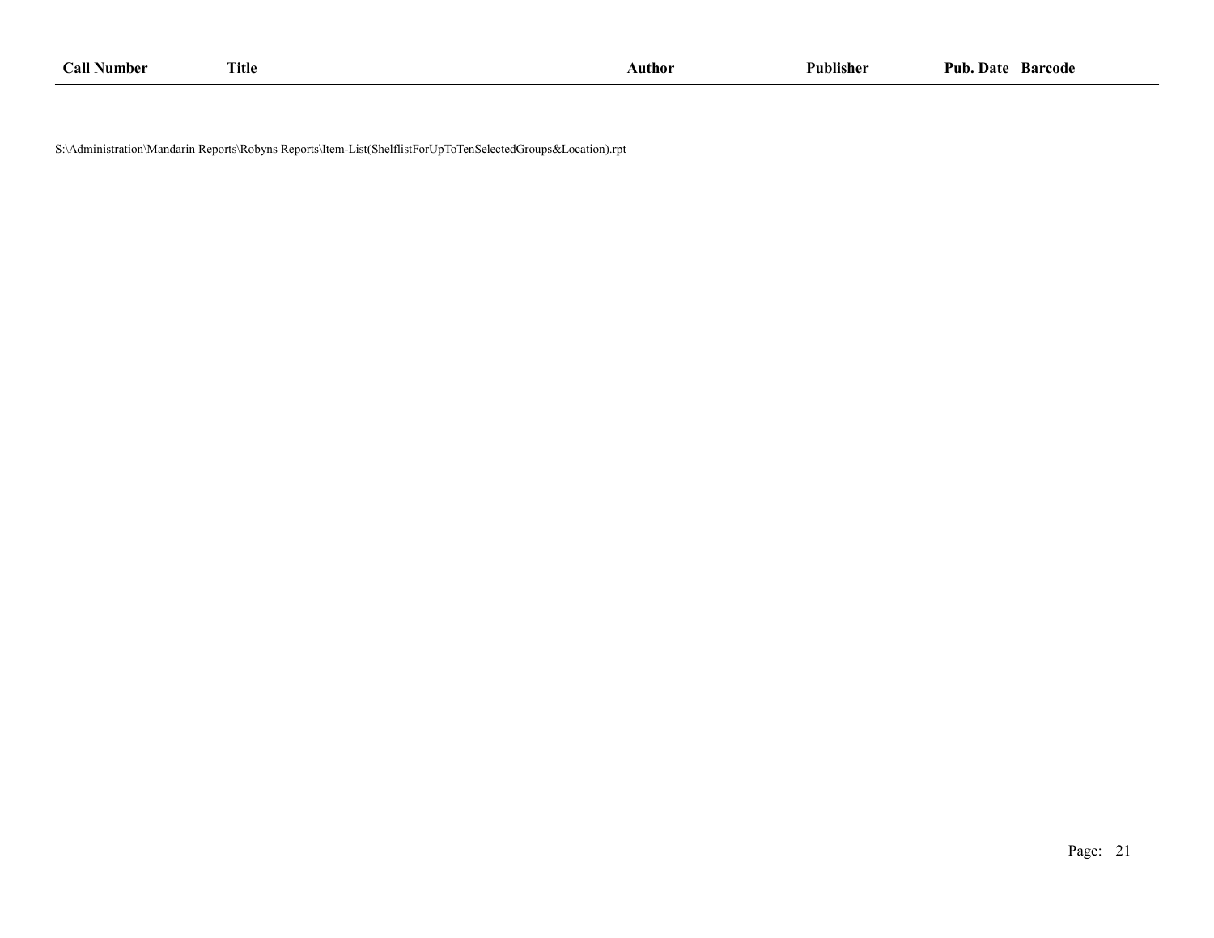| Call Number | Title | Author | Publisher | Pub. Date | Barcode |
|---|---|---|---|---|---|

S:\Administration\Mandarin Reports\Robyns Reports\Item-List(ShelflistForUpToTenSelectedGroups&Location).rpt